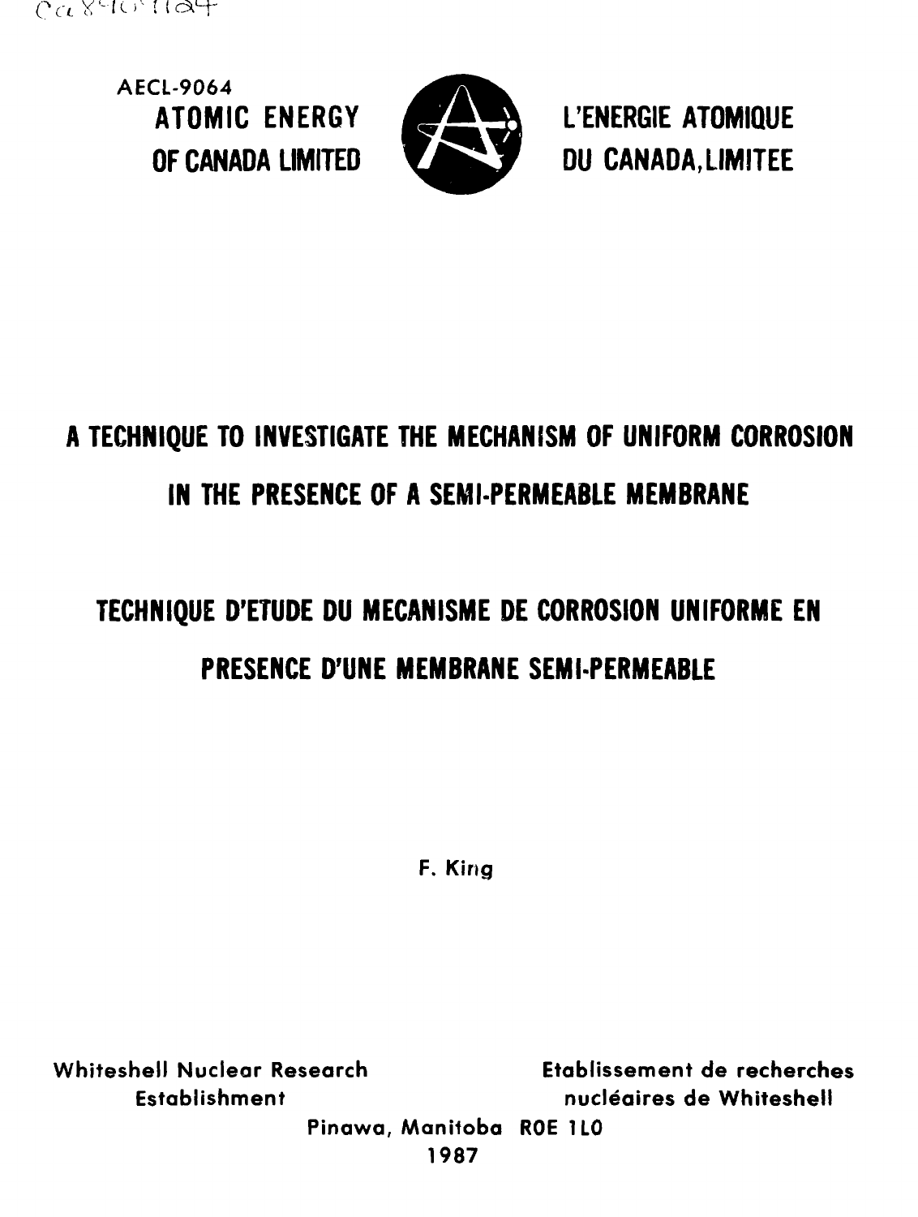Ca8910124

AECL-9064

**ATOMIC ENERGY OF CANADA LIMITED**

**L'ENERGIE ATOMIQUE DU CANADA, LIMITEE**

# A TECHNIQUE TO INVESTIGATE THE MECHANISM OF UNIFORM CORROSION IN THE PRESENCE OF A SEMI-PERMEABLE MEMBRANE

# TECHNIQUE D'ETUDE DU MECANISME DE CORROSION UNIFORME EN PRESENCE D'UNE MEMBRANE SEMI-PERMEABLE

F. King

Whiteshell Nuclear Research Establishment

Etablissement de recherches nucléaires de Whiteshell

Pinawa, Manitoba R0E 1L0

1987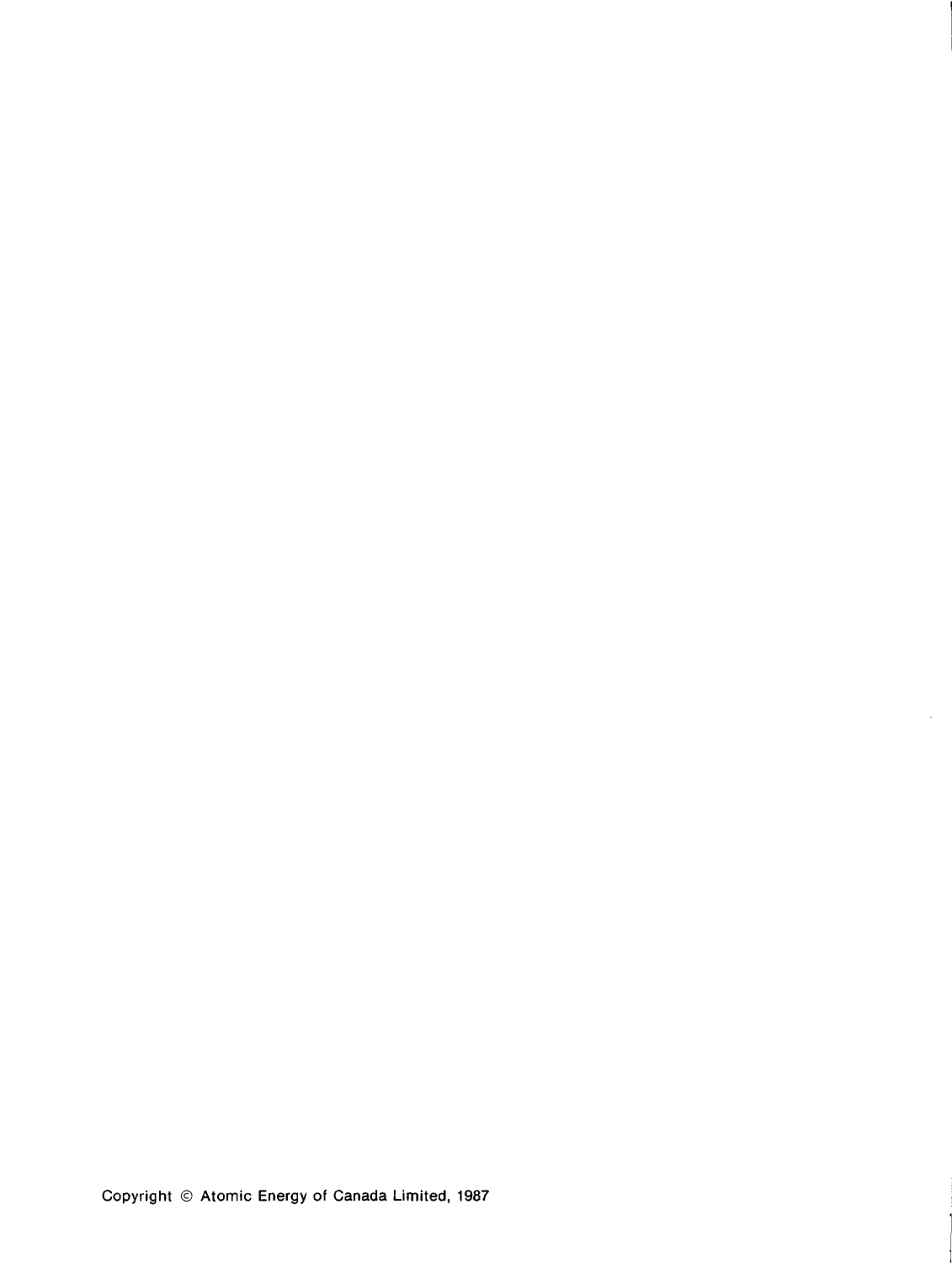Copyright © Atomic Energy of Canada Limited, 1987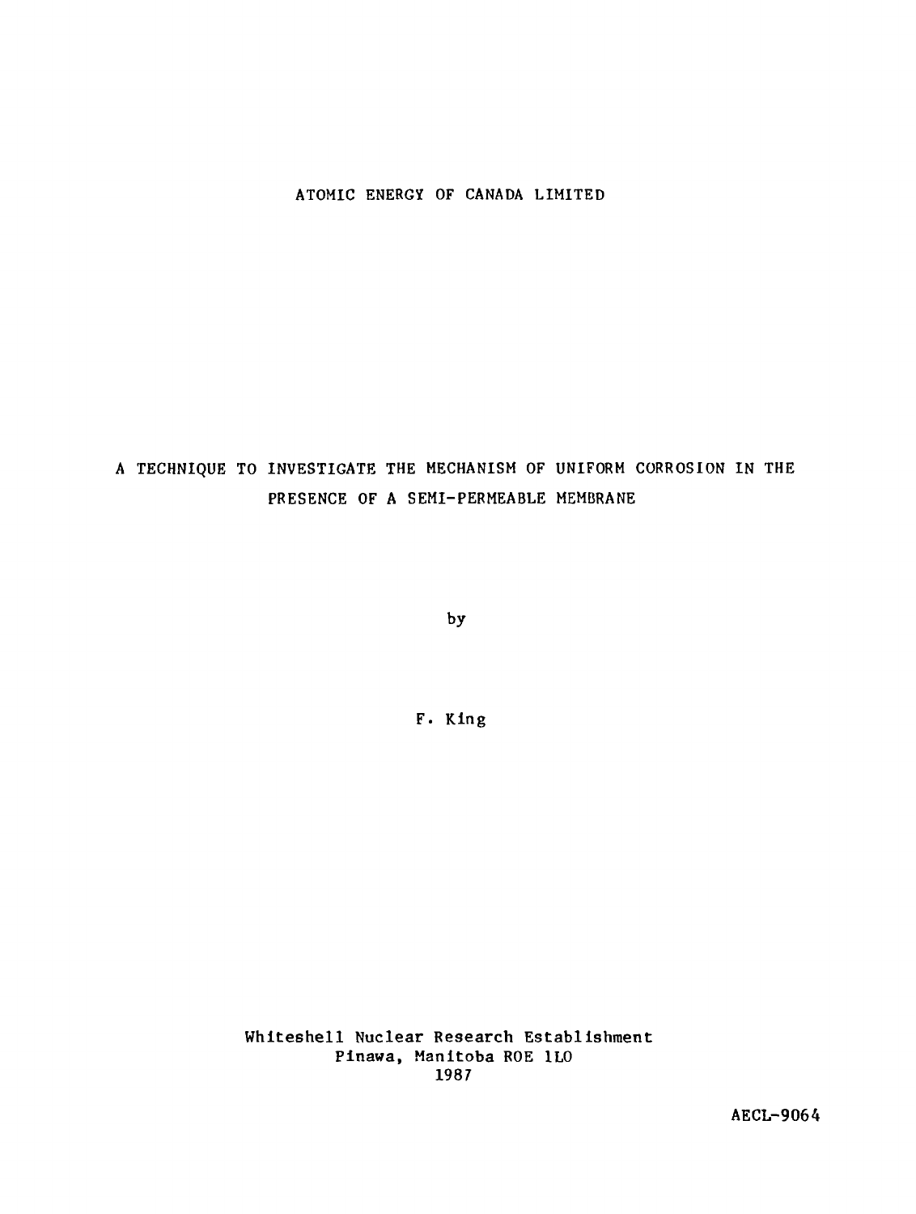ATOMIC ENERGY OF CANADA LIMITED

# A TECHNIQUE TO INVESTIGATE THE MECHANISM OF UNIFORM CORROSION IN THE PRESENCE OF A SEMI-PERMEABLE MEMBRANE

by

F. King

Whiteshell Nuclear Research Establishment
Pinawa, Manitoba R0E 1L0
1987

AECL-9064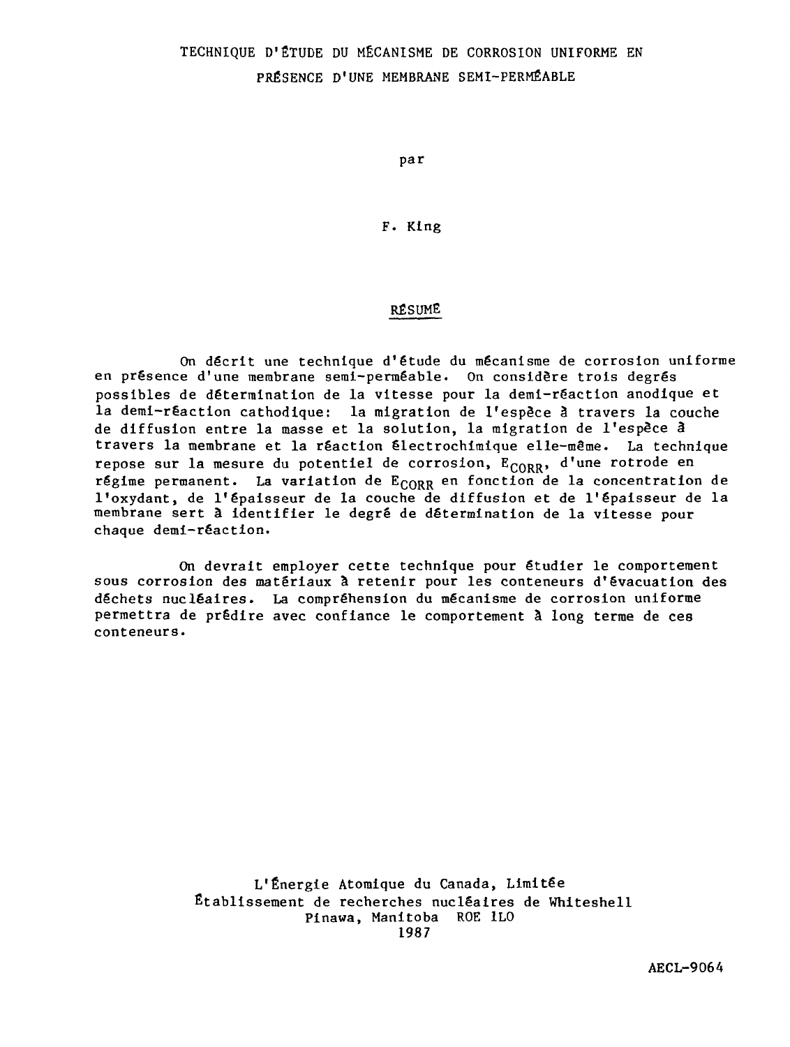# TECHNIQUE D'ÉTUDE DU MÉCANISME DE CORROSION UNIFORME EN PRÉSENCE D'UNE MEMBRANE SEMI-PERMÉABLE

par

F. King

## RÉSUMÉ

On décrit une technique d'étude du mécanisme de corrosion uniforme en présence d'une membrane semi-perméable. On considère trois degrés possibles de détermination de la vitesse pour la demi-réaction anodique et la demi-réaction cathodique: la migration de l'espèce à travers la couche de diffusion entre la masse et la solution, la migration de l'espèce à travers la membrane et la réaction électrochimique elle-même. La technique repose sur la mesure du potentiel de corrosion, $E_{CORR}$, d'une rotrode en régime permanent. La variation de $E_{CORR}$ en fonction de la concentration de l'oxydant, de l'épaisseur de la couche de diffusion et de l'épaisseur de la membrane sert à identifier le degré de détermination de la vitesse pour chaque demi-réaction.

On devrait employer cette technique pour étudier le comportement sous corrosion des matériaux à retenir pour les conteneurs d'évacuation des déchets nucléaires. La compréhension du mécanisme de corrosion uniforme permettra de prédire avec confiance le comportement à long terme de ces conteneurs.

L'Énergie Atomique du Canada, Limitée
Établissement de recherches nucléaires de Whiteshell
Pinawa, Manitoba ROE 1LO
1987

AECL-9064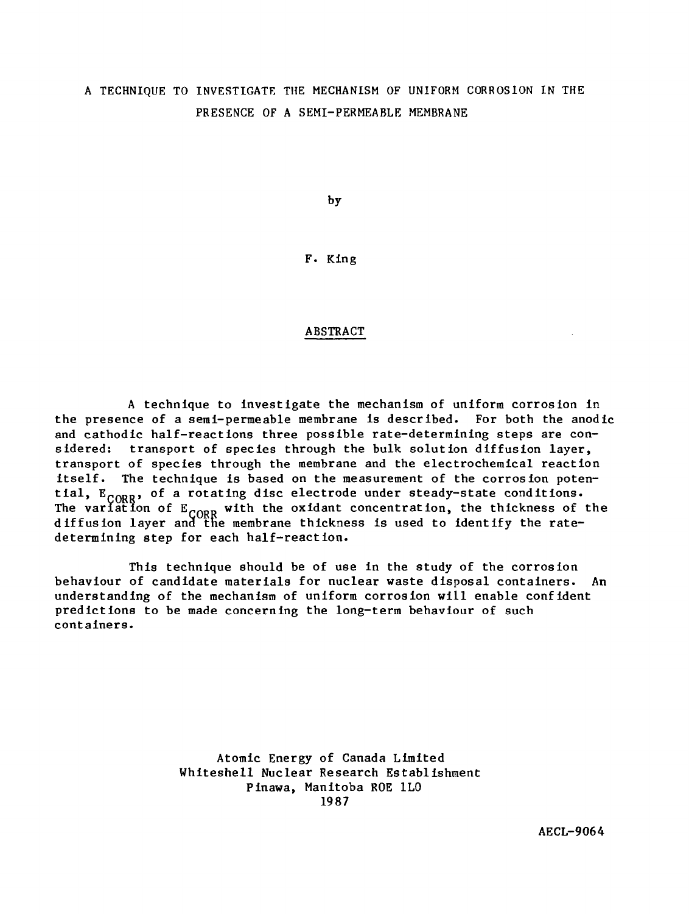# A TECHNIQUE TO INVESTIGATE THE MECHANISM OF UNIFORM CORROSION IN THE PRESENCE OF A SEMI-PERMEABLE MEMBRANE

by

F. King

## ABSTRACT

A technique to investigate the mechanism of uniform corrosion in the presence of a semi-permeable membrane is described. For both the anodic and cathodic half-reactions three possible rate-determining steps are considered: transport of species through the bulk solution diffusion layer, transport of species through the membrane and the electrochemical reaction itself. The technique is based on the measurement of the corrosion potential, $E_{CORR}$, of a rotating disc electrode under steady-state conditions. The variation of $E_{CORR}$ with the oxidant concentration, the thickness of the diffusion layer and the membrane thickness is used to identify the rate-determining step for each half-reaction.

This technique should be of use in the study of the corrosion behaviour of candidate materials for nuclear waste disposal containers. An understanding of the mechanism of uniform corrosion will enable confident predictions to be made concerning the long-term behaviour of such containers.

Atomic Energy of Canada Limited
Whiteshell Nuclear Research Establishment
Pinawa, Manitoba R0E 1L0
1987

AECL-9064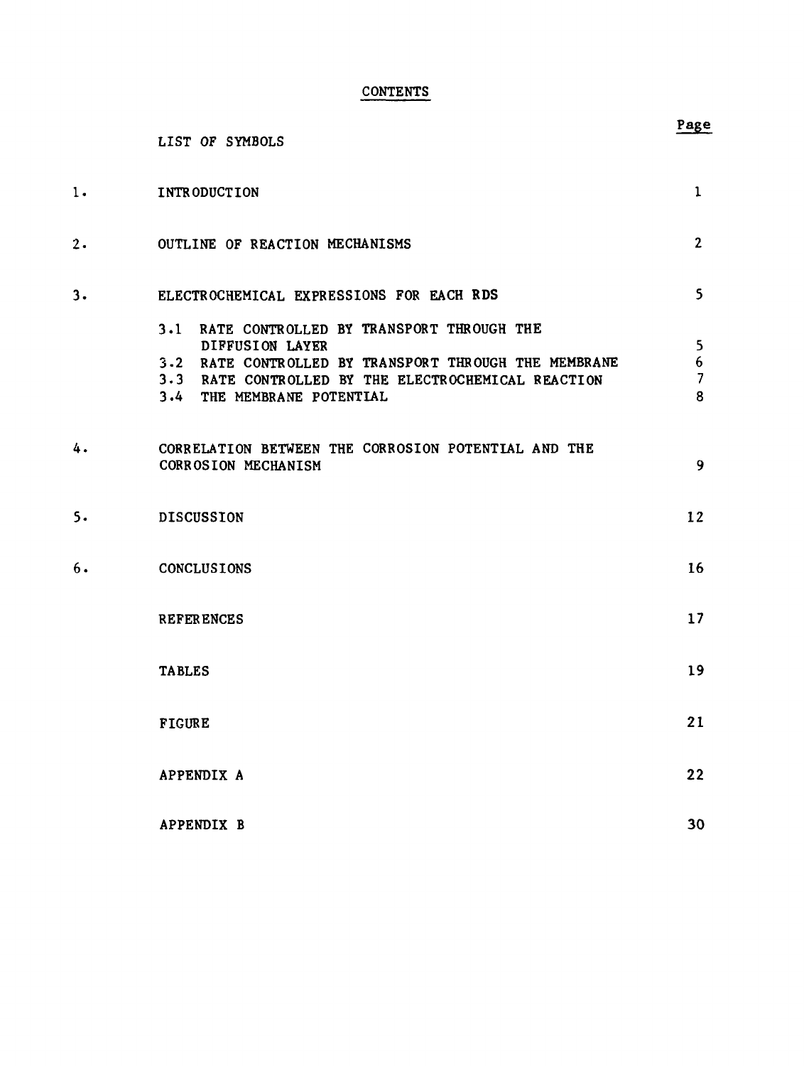# CONTENTS

| | | Page |
|---|---|---|
| | LIST OF SYMBOLS | |
| 1. | INTRODUCTION | 1 |
| 2. | OUTLINE OF REACTION MECHANISMS | 2 |
| 3. | ELECTROCHEMICAL EXPRESSIONS FOR EACH RDS | 5 |
| | 3.1 RATE CONTROLLED BY TRANSPORT THROUGH THE DIFFUSION LAYER | 5 |
| | 3.2 RATE CONTROLLED BY TRANSPORT THROUGH THE MEMBRANE | 6 |
| | 3.3 RATE CONTROLLED BY THE ELECTROCHEMICAL REACTION | 7 |
| | 3.4 THE MEMBRANE POTENTIAL | 8 |
| 4. | CORRELATION BETWEEN THE CORROSION POTENTIAL AND THE CORROSION MECHANISM | 9 |
| 5. | DISCUSSION | 12 |
| 6. | CONCLUSIONS | 16 |
| | REFERENCES | 17 |
| | TABLES | 19 |
| | FIGURE | 21 |
| | APPENDIX A | 22 |
| | APPENDIX B | 30 |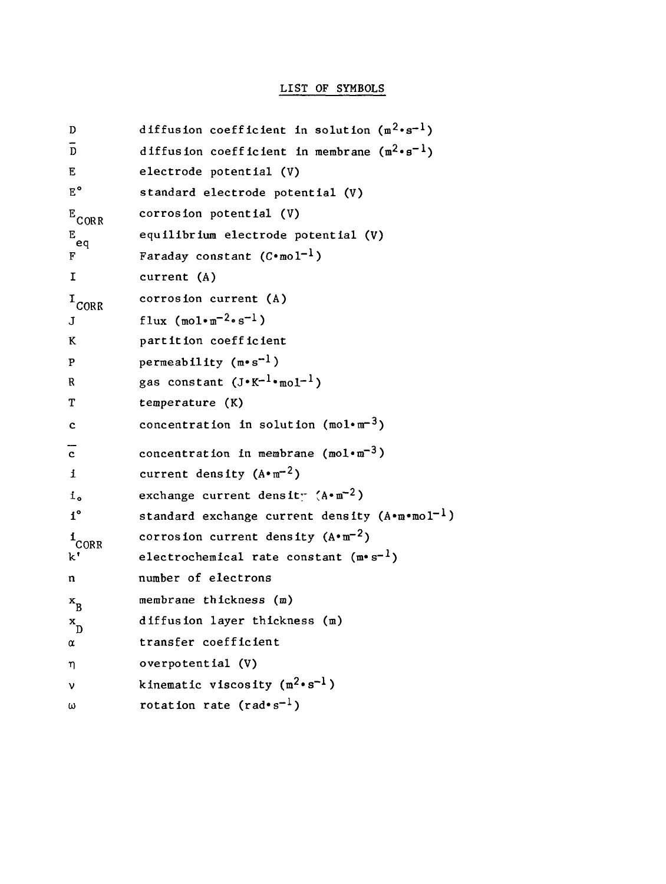## LIST OF SYMBOLS

| Symbol | Definition |
|---|---|
| $D$ | diffusion coefficient in solution ($m^2 \cdot s^{-1}$) |
| $\bar{D}$ | diffusion coefficient in membrane ($m^2 \cdot s^{-1}$) |
| $E$ | electrode potential (V) |
| $E^\circ$ | standard electrode potential (V) |
| $E_{CORR}$ | corrosion potential (V) |
| $E_{eq}$ | equilibrium electrode potential (V) |
| $F$ | Faraday constant ($C \cdot mol^{-1}$) |
| $I$ | current (A) |
| $I_{CORR}$ | corrosion current (A) |
| $J$ | flux ($mol \cdot m^{-2} \cdot s^{-1}$) |
| $K$ | partition coefficient |
| $P$ | permeability ($m \cdot s^{-1}$) |
| $R$ | gas constant ($J \cdot K^{-1} \cdot mol^{-1}$) |
| $T$ | temperature (K) |
| $c$ | concentration in solution ($mol \cdot m^{-3}$) |
| $\bar{c}$ | concentration in membrane ($mol \cdot m^{-3}$) |
| $i$ | current density ($A \cdot m^{-2}$) |
| $i_o$ | exchange current density ($A \cdot m^{-2}$) |
| $i^\circ$ | standard exchange current density ($A \cdot m \cdot mol^{-1}$) |
| $i_{CORR}$ | corrosion current density ($A \cdot m^{-2}$) |
| $k'$ | electrochemical rate constant ($m \cdot s^{-1}$) |
| $n$ | number of electrons |
| $x_B$ | membrane thickness (m) |
| $x_D$ | diffusion layer thickness (m) |
| $\alpha$ | transfer coefficient |
| $\eta$ | overpotential (V) |
| $\nu$ | kinematic viscosity ($m^2 \cdot s^{-1}$) |
| $\omega$ | rotation rate ($rad \cdot s^{-1}$) |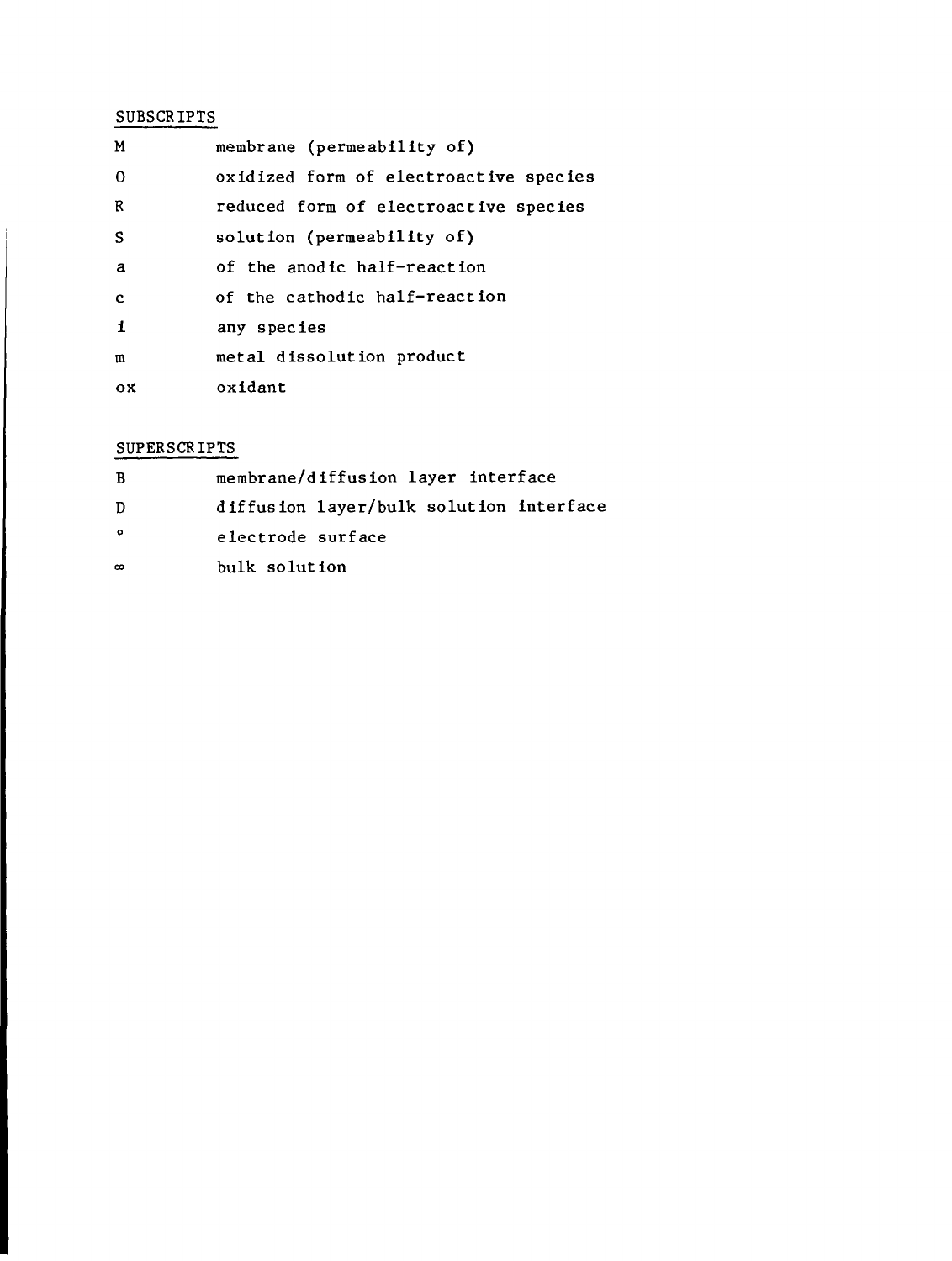## SUBSCRIPTS

| | |
|---|---|
| M | membrane (permeability of) |
| O | oxidized form of electroactive species |
| R | reduced form of electroactive species |
| S | solution (permeability of) |
| a | of the anodic half-reaction |
| c | of the cathodic half-reaction |
| i | any species |
| m | metal dissolution product |
| ox | oxidant |

## SUPERSCRIPTS

| | |
|---|---|
| B | membrane/diffusion layer interface |
| D | diffusion layer/bulk solution interface |
| $^{\circ}$ | electrode surface |
| $\infty$ | bulk solution |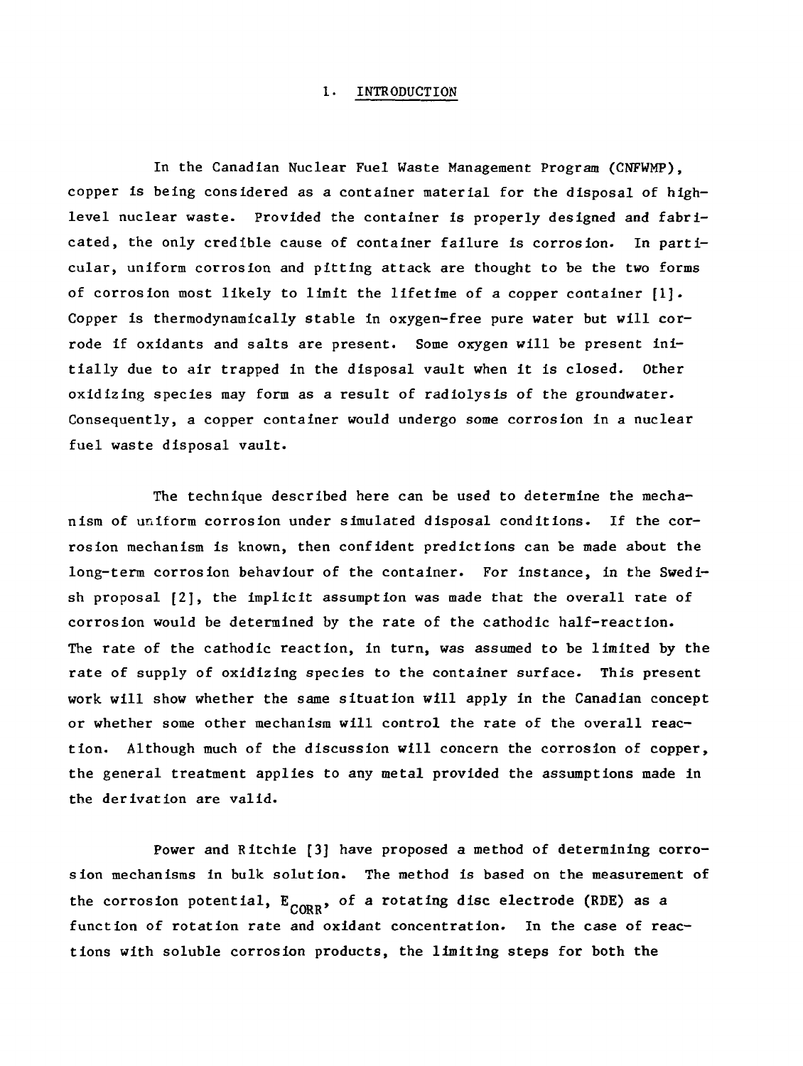# 1. INTRODUCTION

In the Canadian Nuclear Fuel Waste Management Program (CNFWMP), copper is being considered as a container material for the disposal of high-level nuclear waste. Provided the container is properly designed and fabricated, the only credible cause of container failure is corrosion. In particular, uniform corrosion and pitting attack are thought to be the two forms of corrosion most likely to limit the lifetime of a copper container [1]. Copper is thermodynamically stable in oxygen-free pure water but will corrode if oxidants and salts are present. Some oxygen will be present initially due to air trapped in the disposal vault when it is closed. Other oxidizing species may form as a result of radiolysis of the groundwater. Consequently, a copper container would undergo some corrosion in a nuclear fuel waste disposal vault.

The technique described here can be used to determine the mechanism of uniform corrosion under simulated disposal conditions. If the corrosion mechanism is known, then confident predictions can be made about the long-term corrosion behaviour of the container. For instance, in the Swedish proposal [2], the implicit assumption was made that the overall rate of corrosion would be determined by the rate of the cathodic half-reaction. The rate of the cathodic reaction, in turn, was assumed to be limited by the rate of supply of oxidizing species to the container surface. This present work will show whether the same situation will apply in the Canadian concept or whether some other mechanism will control the rate of the overall reaction. Although much of the discussion will concern the corrosion of copper, the general treatment applies to any metal provided the assumptions made in the derivation are valid.

Power and Ritchie [3] have proposed a method of determining corrosion mechanisms in bulk solution. The method is based on the measurement of the corrosion potential, $E_{CORR}$, of a rotating disc electrode (RDE) as a function of rotation rate and oxidant concentration. In the case of reactions with soluble corrosion products, the limiting steps for both the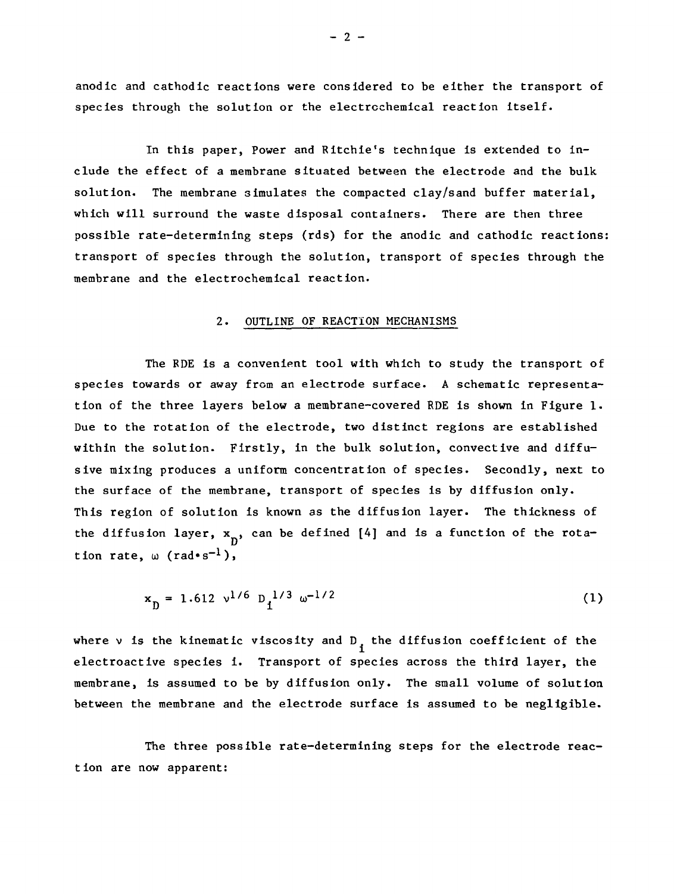anodic and cathodic reactions were considered to be either the transport of species through the solution or the electrochemical reaction itself.

In this paper, Power and Ritchie's technique is extended to include the effect of a membrane situated between the electrode and the bulk solution. The membrane simulates the compacted clay/sand buffer material, which will surround the waste disposal containers. There are then three possible rate-determining steps (rds) for the anodic and cathodic reactions: transport of species through the solution, transport of species through the membrane and the electrochemical reaction.

## 2. OUTLINE OF REACTION MECHANISMS

The RDE is a convenient tool with which to study the transport of species towards or away from an electrode surface. A schematic representation of the three layers below a membrane-covered RDE is shown in Figure 1. Due to the rotation of the electrode, two distinct regions are established within the solution. Firstly, in the bulk solution, convective and diffusive mixing produces a uniform concentration of species. Secondly, next to the surface of the membrane, transport of species is by diffusion only. This region of solution is known as the diffusion layer. The thickness of the diffusion layer, $x_D$, can be defined [4] and is a function of the rotation rate, $\omega$ ($rad \cdot s^{-1}$),

$$x_D = 1.612\ \nu^{1/6}\ D_i^{1/3}\ \omega^{-1/2} \tag{1}$$

where $\nu$ is the kinematic viscosity and $D_i$ the diffusion coefficient of the electroactive species i. Transport of species across the third layer, the membrane, is assumed to be by diffusion only. The small volume of solution between the membrane and the electrode surface is assumed to be negligible.

The three possible rate-determining steps for the electrode reaction are now apparent: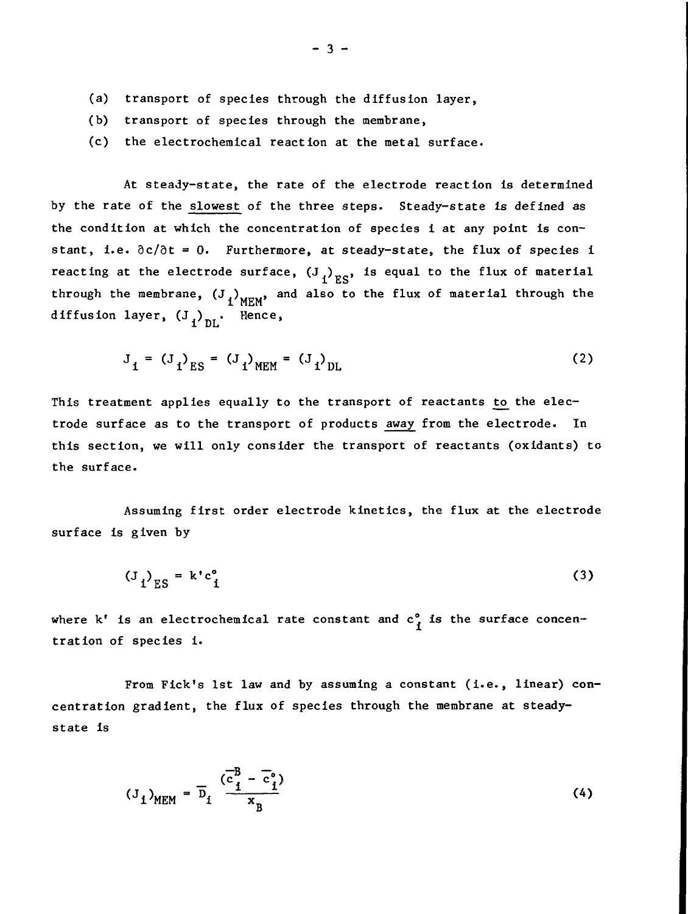(a) transport of species through the diffusion layer,

(b) transport of species through the membrane,

(c) the electrochemical reaction at the metal surface.

At steady-state, the rate of the electrode reaction is determined by the rate of the <u>slowest</u> of the three steps. Steady-state is defined as the condition at which the concentration of species i at any point is constant, i.e. $\partial c/\partial t = 0$. Furthermore, at steady-state, the flux of species i reacting at the electrode surface, $(J_i)_{ES}$, is equal to the flux of material through the membrane, $(J_i)_{MEM}$, and also to the flux of material through the diffusion layer, $(J_i)_{DL}$. Hence,

$$J_i = (J_i)_{ES} = (J_i)_{MEM} = (J_i)_{DL} \tag{2}$$

This treatment applies equally to the transport of reactants <u>to</u> the electrode surface as to the transport of products <u>away</u> from the electrode. In this section, we will only consider the transport of reactants (oxidants) to the surface.

Assuming first order electrode kinetics, the flux at the electrode surface is given by

$$(J_i)_{ES} = k' c_i^{\circ} \tag{3}$$

where $k'$ is an electrochemical rate constant and $c_i^{\circ}$ is the surface concentration of species i.

From Fick's 1st law and by assuming a constant (i.e., linear) concentration gradient, the flux of species through the membrane at steady-state is

$$(J_i)_{MEM} = \overline{D}_i \; \frac{(\overline{c}_i^B - \overline{c}_i^{\circ})}{x_B} \tag{4}$$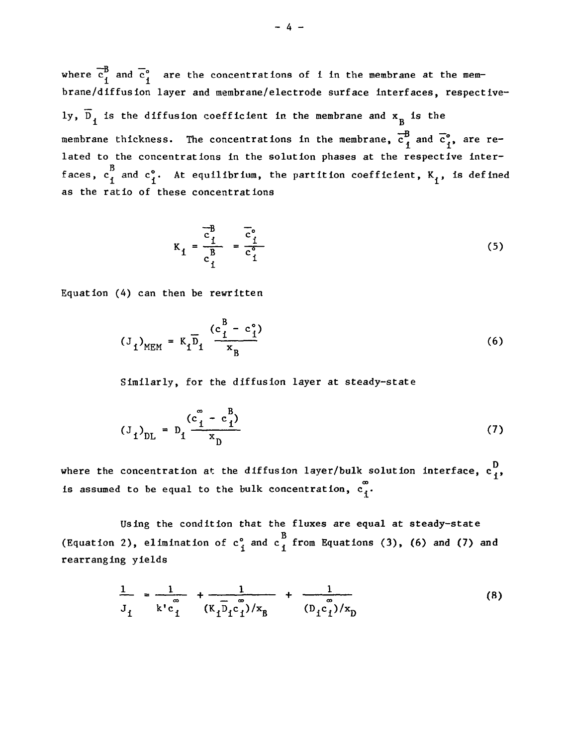where $\bar{c}_i^B$ and $\bar{c}_i^\circ$ are the concentrations of i in the membrane at the membrane/diffusion layer and membrane/electrode surface interfaces, respectively, $\bar{D}_i$ is the diffusion coefficient in the membrane and $x_B$ is the membrane thickness. The concentrations in the membrane, $\bar{c}_i^B$ and $\bar{c}_i^\circ$, are related to the concentrations in the solution phases at the respective interfaces, $c_i^B$ and $c_i^\circ$. At equilibrium, the partition coefficient, $K_i$, is defined as the ratio of these concentrations

$$K_i = \frac{\bar{c}_i^B}{c_i^B} = \frac{\bar{c}_i^\circ}{c_i^\circ} \tag{5}$$

Equation (4) can then be rewritten

$$(J_i)_{MEM} = K_i \bar{D}_i \frac{(c_i^B - c_i^\circ)}{x_B} \tag{6}$$

Similarly, for the diffusion layer at steady-state

$$(J_i)_{DL} = D_i \frac{(c_i^\infty - c_i^B)}{x_D} \tag{7}$$

where the concentration at the diffusion layer/bulk solution interface, $c_i^D$, is assumed to be equal to the bulk concentration, $c_i^\infty$.

Using the condition that the fluxes are equal at steady-state (Equation 2), elimination of $c_i^\circ$ and $c_i^B$ from Equations (3), (6) and (7) and rearranging yields

$$\frac{1}{J_i} = \frac{1}{k' c_i^\infty} + \frac{1}{(K_i \bar{D}_i c_i^\infty)/x_B} + \frac{1}{(D_i c_i^\infty)/x_D} \tag{8}$$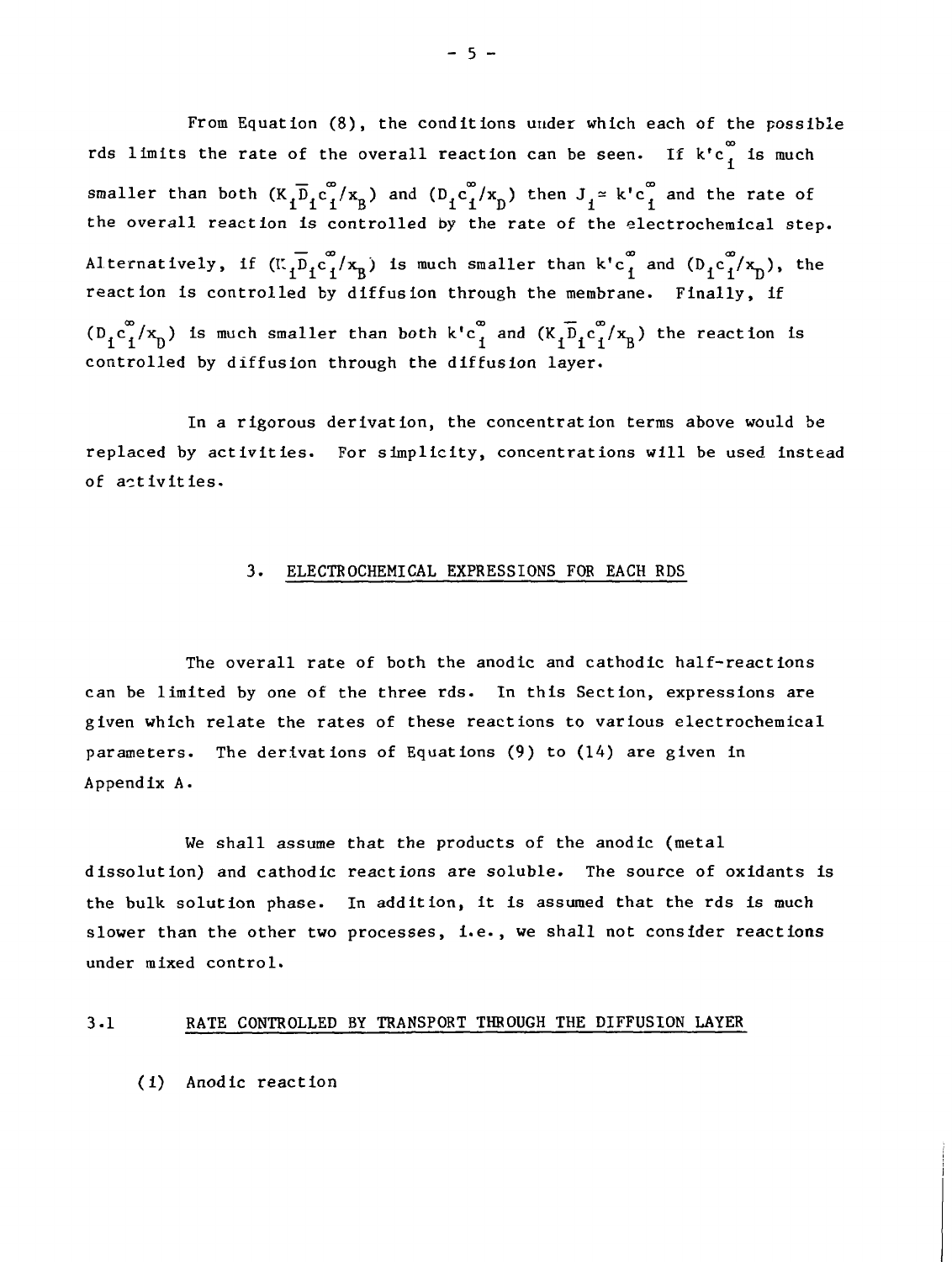From Equation (8), the conditions under which each of the possible rds limits the rate of the overall reaction can be seen. If $k'c_i^\infty$ is much smaller than both $(K_i\overline{D}_i c_i^\infty/x_B)$ and $(D_i c_i^\infty/x_D)$ then $J_i \simeq k'c_i^\infty$ and the rate of the overall reaction is controlled by the rate of the electrochemical step. Alternatively, if $(K_i\overline{D}_i c_i^\infty/x_B)$ is much smaller than $k'c_i^\infty$ and $(D_i c_i^\infty/x_D)$, the reaction is controlled by diffusion through the membrane. Finally, if $(D_i c_i^\infty/x_D)$ is much smaller than both $k'c_i^\infty$ and $(K_i\overline{D}_i c_i^\infty/x_B)$ the reaction is controlled by diffusion through the diffusion layer.

In a rigorous derivation, the concentration terms above would be replaced by activities. For simplicity, concentrations will be used instead of activities.

## 3. ELECTROCHEMICAL EXPRESSIONS FOR EACH RDS

The overall rate of both the anodic and cathodic half-reactions can be limited by one of the three rds. In this Section, expressions are given which relate the rates of these reactions to various electrochemical parameters. The derivations of Equations (9) to (14) are given in Appendix A.

We shall assume that the products of the anodic (metal dissolution) and cathodic reactions are soluble. The source of oxidants is the bulk solution phase. In addition, it is assumed that the rds is much slower than the other two processes, i.e., we shall not consider reactions under mixed control.

### 3.1 RATE CONTROLLED BY TRANSPORT THROUGH THE DIFFUSION LAYER

(i) Anodic reaction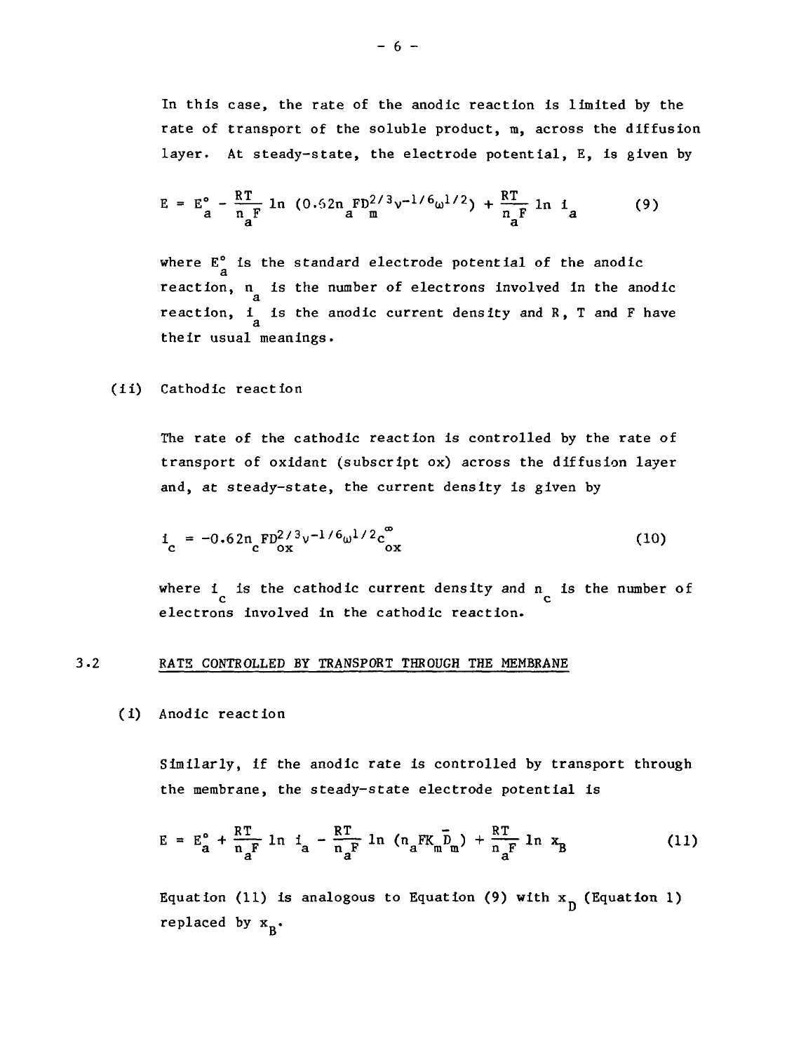In this case, the rate of the anodic reaction is limited by the rate of transport of the soluble product, m, across the diffusion layer. At steady-state, the electrode potential, E, is given by

$$E = E^\circ_a - \frac{RT}{n_a F} \ln (0.62 n_a F D_m^{2/3} \nu^{-1/6} \omega^{1/2}) + \frac{RT}{n_a F} \ln i_a \qquad (9)$$

where $E^\circ_a$ is the standard electrode potential of the anodic reaction, $n_a$ is the number of electrons involved in the anodic reaction, $i_a$ is the anodic current density and R, T and F have their usual meanings.

(ii) Cathodic reaction

The rate of the cathodic reaction is controlled by the rate of transport of oxidant (subscript ox) across the diffusion layer and, at steady-state, the current density is given by

$$i_c = -0.62 n_c F D_{ox}^{2/3} \nu^{-1/6} \omega^{1/2} c_{ox}^{\infty} \qquad (10)$$

where $i_c$ is the cathodic current density and $n_c$ is the number of electrons involved in the cathodic reaction.

## 3.2 RATE CONTROLLED BY TRANSPORT THROUGH THE MEMBRANE

(i) Anodic reaction

Similarly, if the anodic rate is controlled by transport through the membrane, the steady-state electrode potential is

$$E = E^\circ_a + \frac{RT}{n_a F} \ln i_a - \frac{RT}{n_a F} \ln (n_a F K_m \bar{D}_m) + \frac{RT}{n_a F} \ln x_B \qquad (11)$$

Equation (11) is analogous to Equation (9) with $x_D$ (Equation 1) replaced by $x_B$.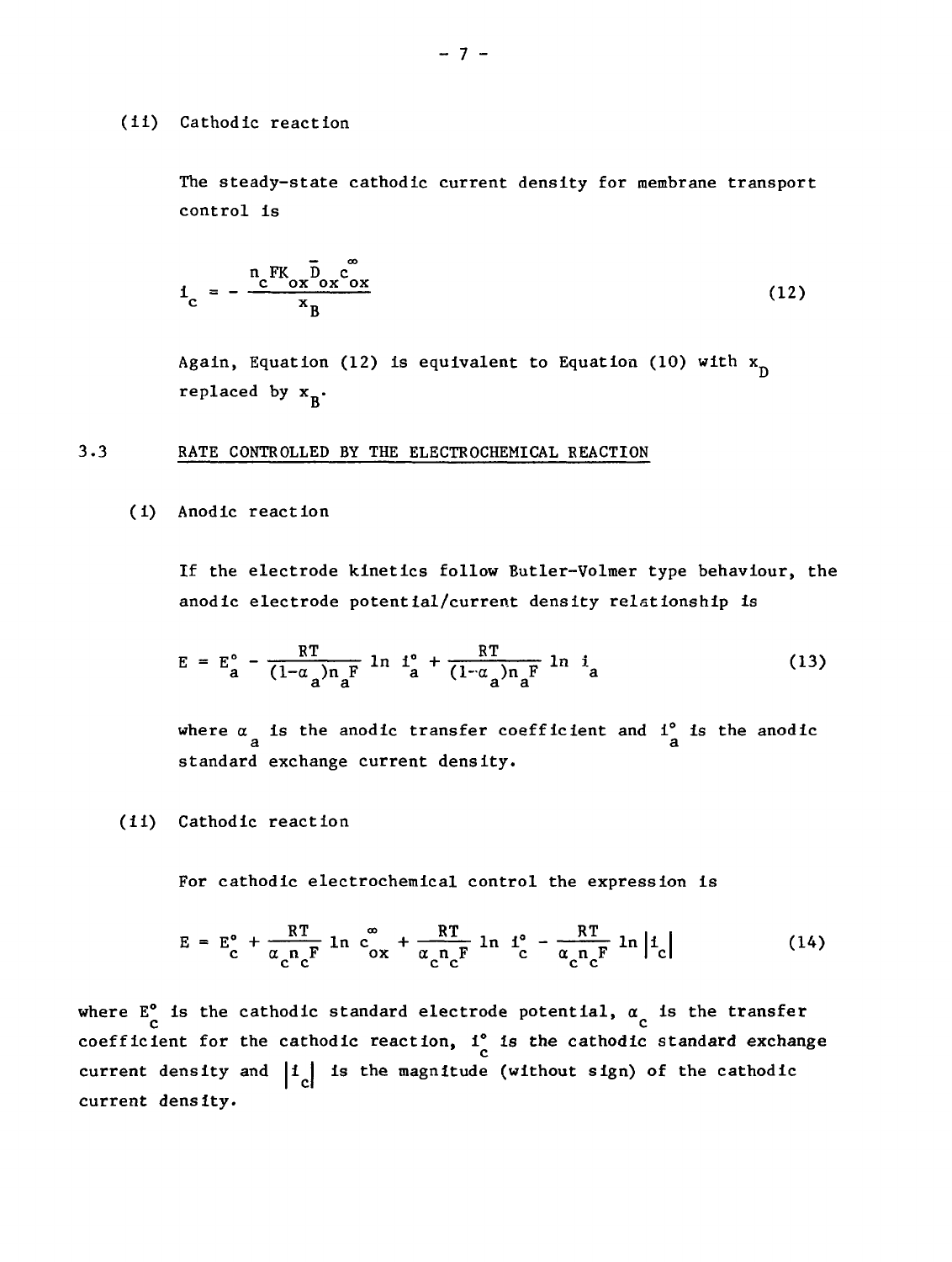(ii) Cathodic reaction

The steady-state cathodic current density for membrane transport control is

$$i_c = -\frac{n_c F K_{ox} \bar{D}_{ox} c_{ox}^{\infty}}{x_B} \tag{12}$$

Again, Equation (12) is equivalent to Equation (10) with $x_D$ replaced by $x_B$.

### 3.3 RATE CONTROLLED BY THE ELECTROCHEMICAL REACTION

(i) Anodic reaction

If the electrode kinetics follow Butler-Volmer type behaviour, the anodic electrode potential/current density relationship is

$$E = E_a^{\circ} - \frac{RT}{(1-\alpha_a)n_a F} \ln i_a^{\circ} + \frac{RT}{(1-\alpha_a)n_a F} \ln i_a \tag{13}$$

where $\alpha_a$ is the anodic transfer coefficient and $i_a^{\circ}$ is the anodic standard exchange current density.

(ii) Cathodic reaction

For cathodic electrochemical control the expression is

$$E = E_c^{\circ} + \frac{RT}{\alpha_c n_c F} \ln c_{ox}^{\infty} + \frac{RT}{\alpha_c n_c F} \ln i_c^{\circ} - \frac{RT}{\alpha_c n_c F} \ln |i_c| \tag{14}$$

where $E_c^{\circ}$ is the cathodic standard electrode potential, $\alpha_c$ is the transfer coefficient for the cathodic reaction, $i_c^{\circ}$ is the cathodic standard exchange current density and $|i_c|$ is the magnitude (without sign) of the cathodic current density.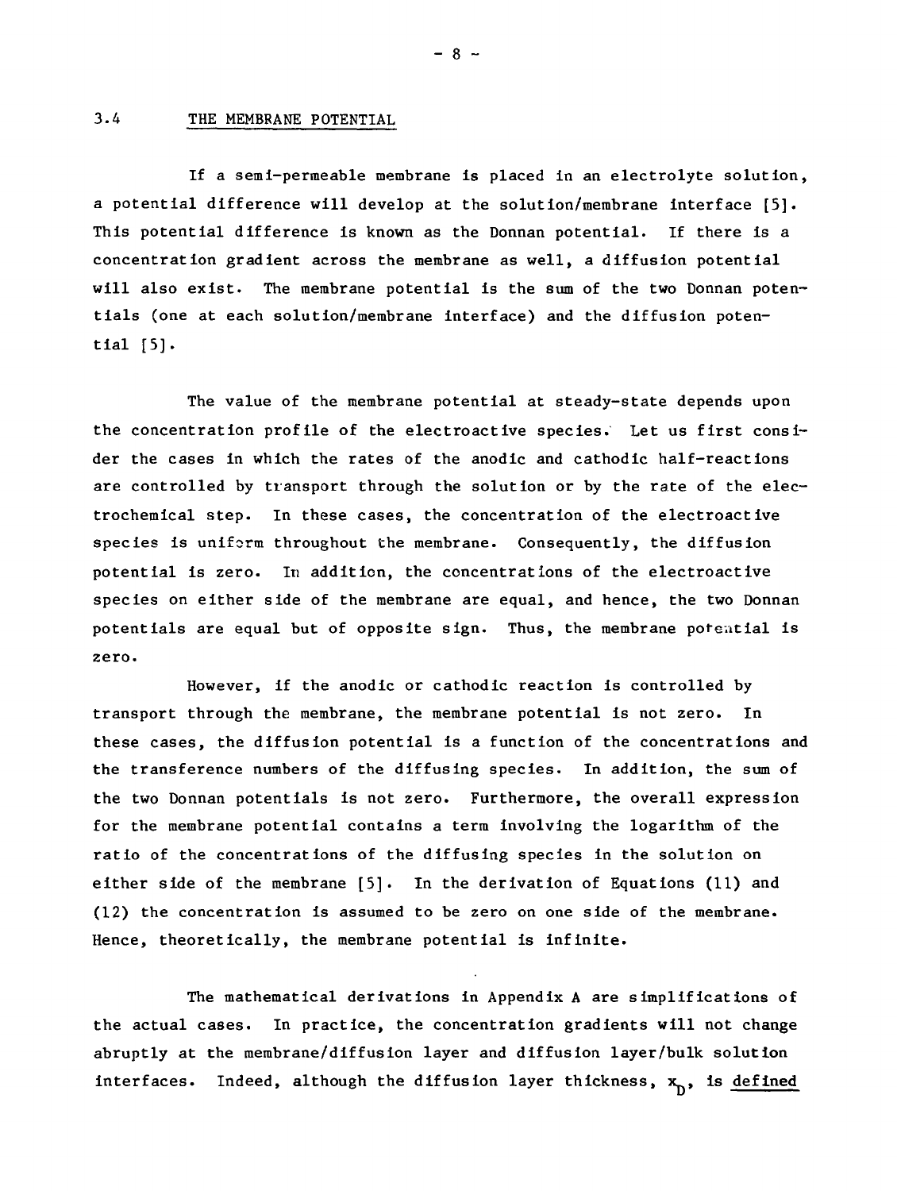### 3.4 THE MEMBRANE POTENTIAL

If a semi-permeable membrane is placed in an electrolyte solution, a potential difference will develop at the solution/membrane interface [5]. This potential difference is known as the Donnan potential. If there is a concentration gradient across the membrane as well, a diffusion potential will also exist. The membrane potential is the sum of the two Donnan potentials (one at each solution/membrane interface) and the diffusion potential [5].

The value of the membrane potential at steady-state depends upon the concentration profile of the electroactive species. Let us first consider the cases in which the rates of the anodic and cathodic half-reactions are controlled by transport through the solution or by the rate of the electrochemical step. In these cases, the concentration of the electroactive species is uniform throughout the membrane. Consequently, the diffusion potential is zero. In addition, the concentrations of the electroactive species on either side of the membrane are equal, and hence, the two Donnan potentials are equal but of opposite sign. Thus, the membrane potential is zero.

However, if the anodic or cathodic reaction is controlled by transport through the membrane, the membrane potential is not zero. In these cases, the diffusion potential is a function of the concentrations and the transference numbers of the diffusing species. In addition, the sum of the two Donnan potentials is not zero. Furthermore, the overall expression for the membrane potential contains a term involving the logarithm of the ratio of the concentrations of the diffusing species in the solution on either side of the membrane [5]. In the derivation of Equations (11) and (12) the concentration is assumed to be zero on one side of the membrane. Hence, theoretically, the membrane potential is infinite.

The mathematical derivations in Appendix A are simplifications of the actual cases. In practice, the concentration gradients will not change abruptly at the membrane/diffusion layer and diffusion layer/bulk solution interfaces. Indeed, although the diffusion layer thickness, $x_D$, is <u>defined</u>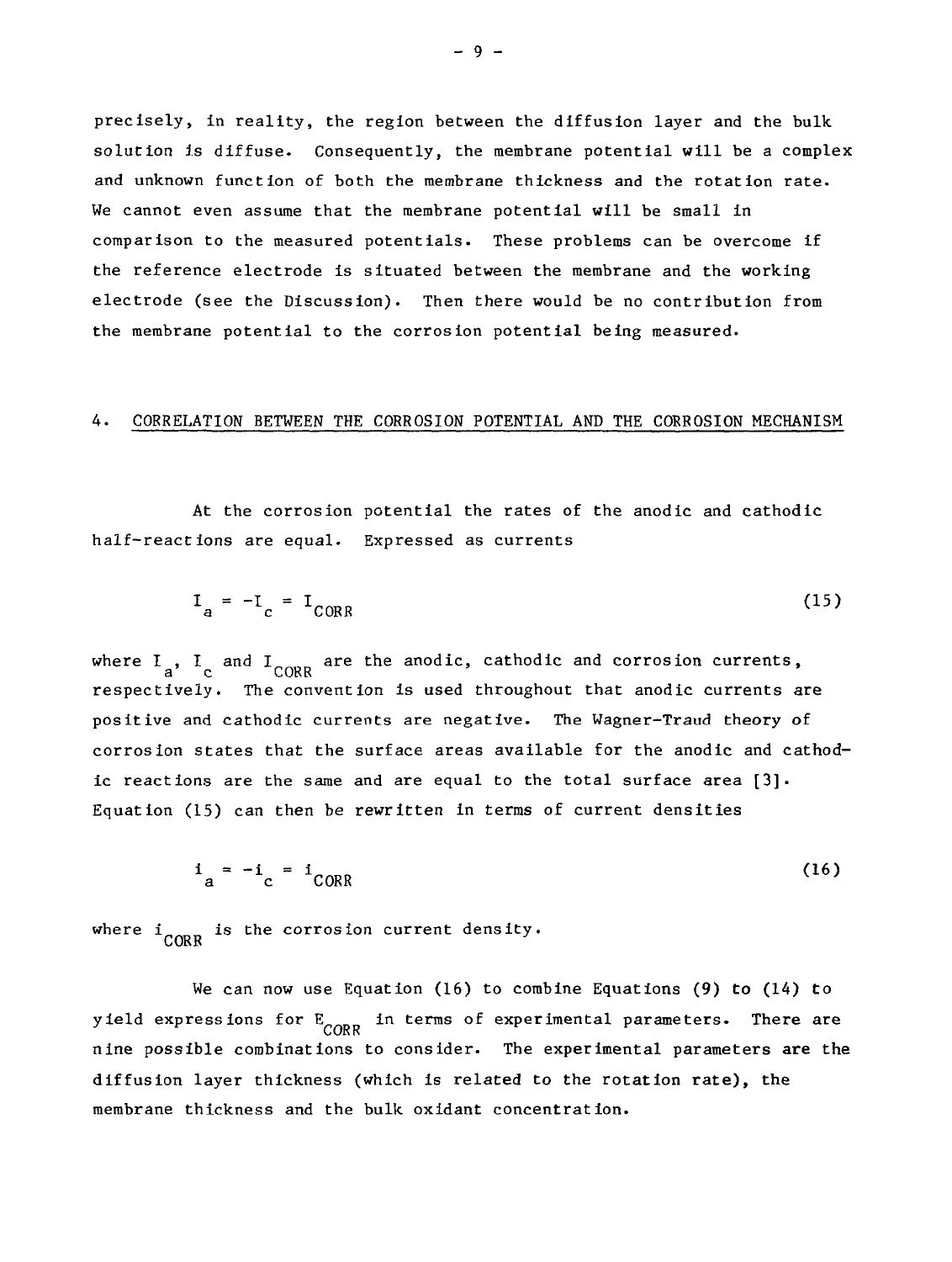precisely, in reality, the region between the diffusion layer and the bulk solution is diffuse. Consequently, the membrane potential will be a complex and unknown function of both the membrane thickness and the rotation rate. We cannot even assume that the membrane potential will be small in comparison to the measured potentials. These problems can be overcome if the reference electrode is situated between the membrane and the working electrode (see the Discussion). Then there would be no contribution from the membrane potential to the corrosion potential being measured.

## 4. CORRELATION BETWEEN THE CORROSION POTENTIAL AND THE CORROSION MECHANISM

At the corrosion potential the rates of the anodic and cathodic half-reactions are equal. Expressed as currents

$$I_a = -I_c = I_{CORR} \tag{15}$$

where $I_a$, $I_c$ and $I_{CORR}$ are the anodic, cathodic and corrosion currents, respectively. The convention is used throughout that anodic currents are positive and cathodic currents are negative. The Wagner-Traud theory of corrosion states that the surface areas available for the anodic and cathodic reactions are the same and are equal to the total surface area [3]. Equation (15) can then be rewritten in terms of current densities

$$i_a = -i_c = i_{CORR} \tag{16}$$

where $i_{CORR}$ is the corrosion current density.

We can now use Equation (16) to combine Equations (9) to (14) to yield expressions for $E_{CORR}$ in terms of experimental parameters. There are nine possible combinations to consider. The experimental parameters are the diffusion layer thickness (which is related to the rotation rate), the membrane thickness and the bulk oxidant concentration.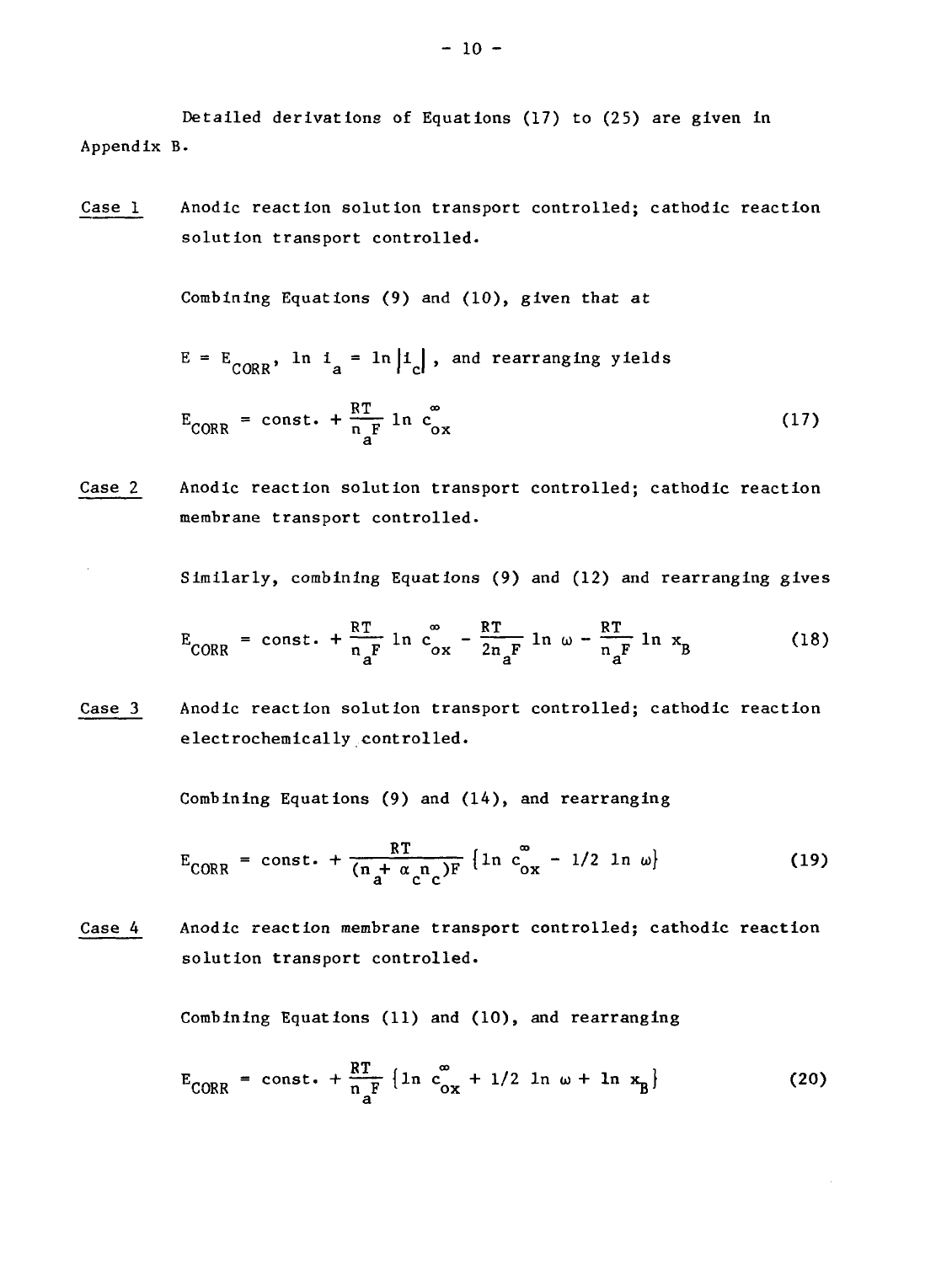Detailed derivations of Equations (17) to (25) are given in Appendix B.

Case 1 Anodic reaction solution transport controlled; cathodic reaction solution transport controlled.

Combining Equations (9) and (10), given that at

$E = E_{CORR}$, $\ln i_a = \ln |i_c|$, and rearranging yields

$$E_{CORR} = \text{const.} + \frac{RT}{n_a F} \ln c_{ox}^{\infty} \tag{17}$$

Case 2 Anodic reaction solution transport controlled; cathodic reaction membrane transport controlled.

Similarly, combining Equations (9) and (12) and rearranging gives

$$E_{CORR} = \text{const.} + \frac{RT}{n_a F} \ln c_{ox}^{\infty} - \frac{RT}{2n_a F} \ln \omega - \frac{RT}{n_a F} \ln x_B \tag{18}$$

Case 3 Anodic reaction solution transport controlled; cathodic reaction electrochemically controlled.

Combining Equations (9) and (14), and rearranging

$$E_{CORR} = \text{const.} + \frac{RT}{(n_a + \alpha_c n_c)F} \{\ln c_{ox}^{\infty} - 1/2 \ln \omega\} \tag{19}$$

Case 4 Anodic reaction membrane transport controlled; cathodic reaction solution transport controlled.

Combining Equations (11) and (10), and rearranging

$$E_{CORR} = \text{const.} + \frac{RT}{n_a F} \{\ln c_{ox}^{\infty} + 1/2 \ln \omega + \ln x_B\} \tag{20}$$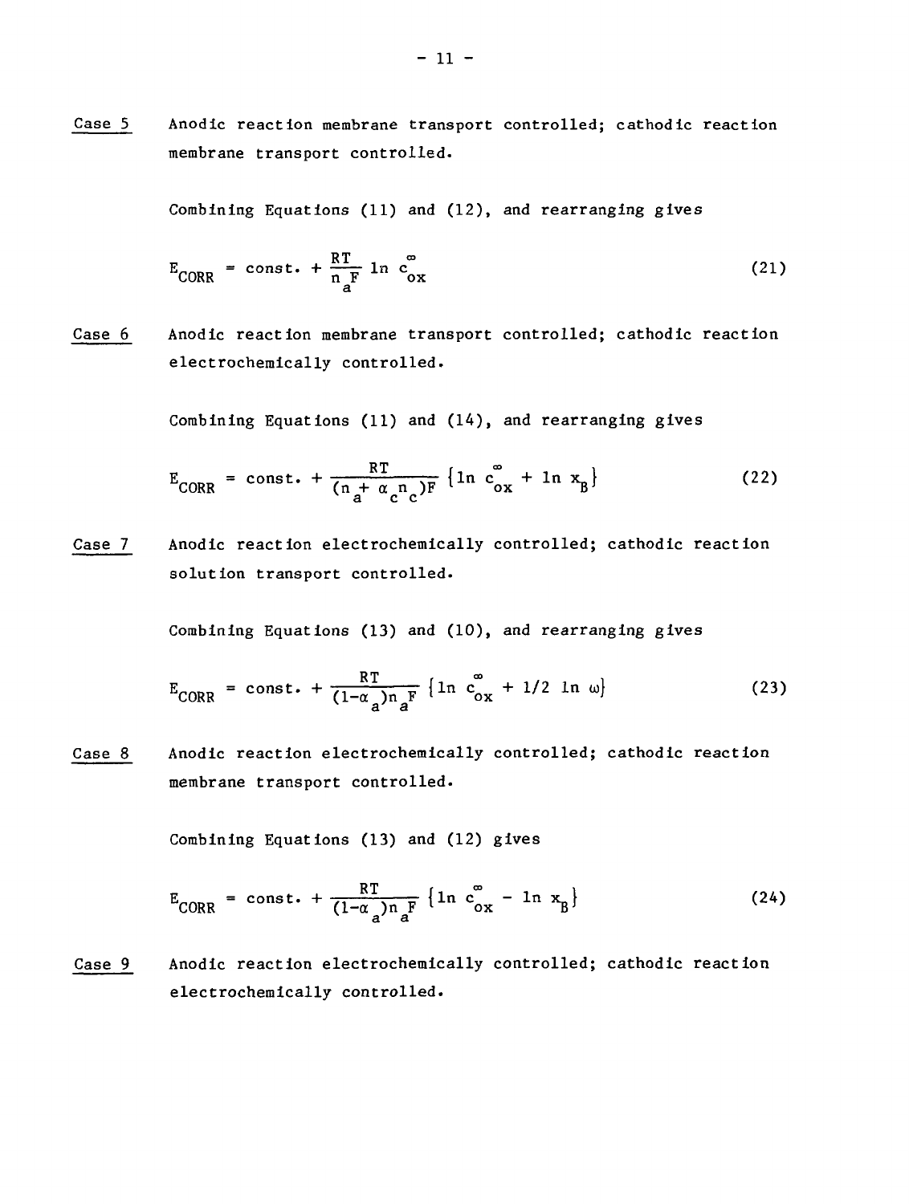<u>Case 5</u> Anodic reaction membrane transport controlled; cathodic reaction membrane transport controlled.

Combining Equations (11) and (12), and rearranging gives

$$E_{CORR} = \text{const.} + \frac{RT}{n_a F} \ln c_{ox}^{\infty} \tag{21}$$

<u>Case 6</u> Anodic reaction membrane transport controlled; cathodic reaction electrochemically controlled.

Combining Equations (11) and (14), and rearranging gives

$$E_{CORR} = \text{const.} + \frac{RT}{(n_a + \alpha_c n_c)F} \left\{ \ln c_{ox}^{\infty} + \ln x_B \right\} \tag{22}$$

<u>Case 7</u> Anodic reaction electrochemically controlled; cathodic reaction solution transport controlled.

Combining Equations (13) and (10), and rearranging gives

$$E_{CORR} = \text{const.} + \frac{RT}{(1-\alpha_a)n_a F} \left\{ \ln c_{ox}^{\infty} + 1/2 \ln \omega \right\} \tag{23}$$

<u>Case 8</u> Anodic reaction electrochemically controlled; cathodic reaction membrane transport controlled.

Combining Equations (13) and (12) gives

$$E_{CORR} = \text{const.} + \frac{RT}{(1-\alpha_a)n_a F} \left\{ \ln c_{ox}^{\infty} - \ln x_B \right\} \tag{24}$$

<u>Case 9</u> Anodic reaction electrochemically controlled; cathodic reaction electrochemically controlled.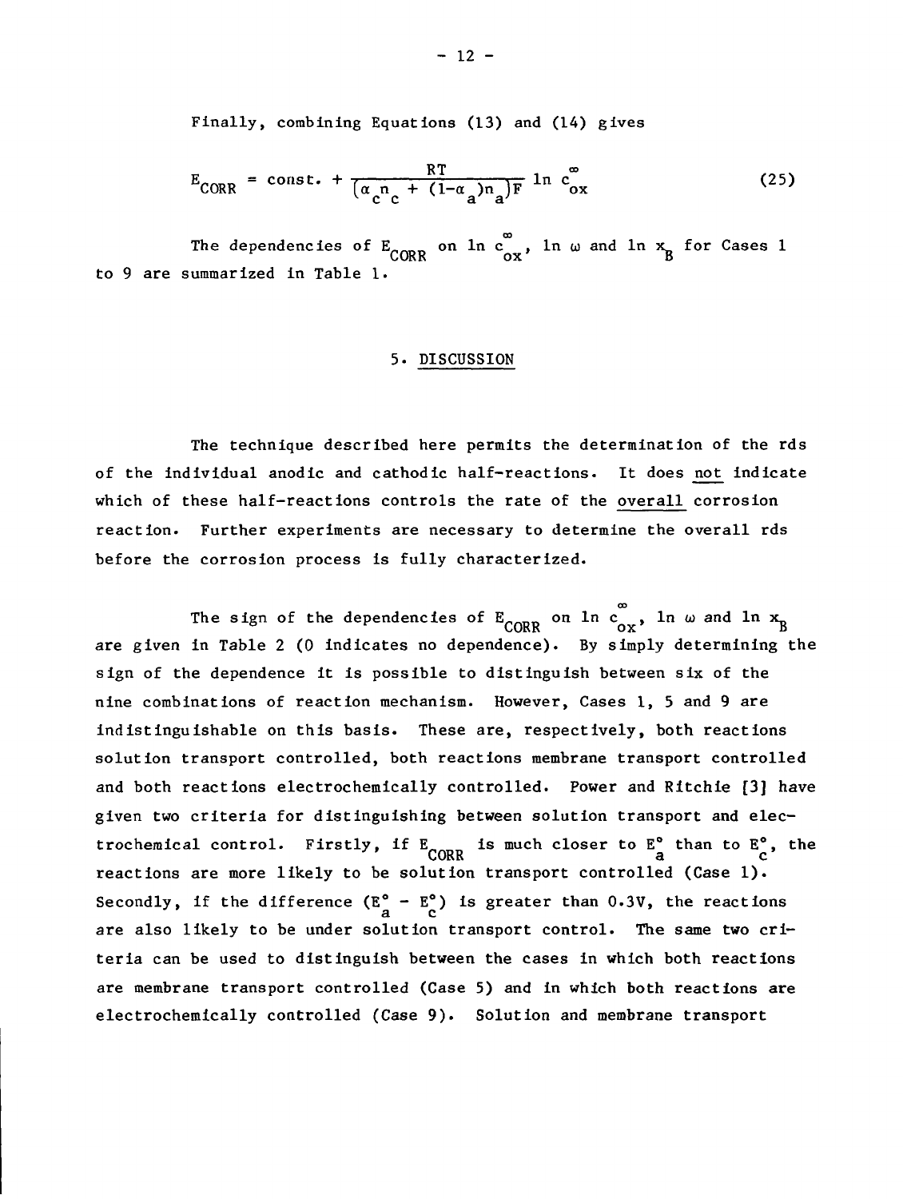Finally, combining Equations (13) and (14) gives

$$E_{CORR} = \text{const.} + \frac{RT}{(\alpha_c n_c + (1-\alpha_a)n_a)F} \ln c_{ox}^{\infty} \tag{25}$$

The dependencies of $E_{CORR}$ on $\ln c_{ox}^{\infty}$, $\ln \omega$ and $\ln x_B$ for Cases 1 to 9 are summarized in Table 1.

## 5. DISCUSSION

The technique described here permits the determination of the rds of the individual anodic and cathodic half-reactions. It does not indicate which of these half-reactions controls the rate of the overall corrosion reaction. Further experiments are necessary to determine the overall rds before the corrosion process is fully characterized.

The sign of the dependencies of $E_{CORR}$ on $\ln c_{ox}^{\infty}$, $\ln \omega$ and $\ln x_B$ are given in Table 2 (0 indicates no dependence). By simply determining the sign of the dependence it is possible to distinguish between six of the nine combinations of reaction mechanism. However, Cases 1, 5 and 9 are indistinguishable on this basis. These are, respectively, both reactions solution transport controlled, both reactions membrane transport controlled and both reactions electrochemically controlled. Power and Ritchie [3] have given two criteria for distinguishing between solution transport and electrochemical control. Firstly, if $E_{CORR}$ is much closer to $E_a^{\circ}$ than to $E_c^{\circ}$, the reactions are more likely to be solution transport controlled (Case 1). Secondly, if the difference $(E_a^{\circ} - E_c^{\circ})$ is greater than 0.3V, the reactions are also likely to be under solution transport control. The same two criteria can be used to distinguish between the cases in which both reactions are membrane transport controlled (Case 5) and in which both reactions are electrochemically controlled (Case 9). Solution and membrane transport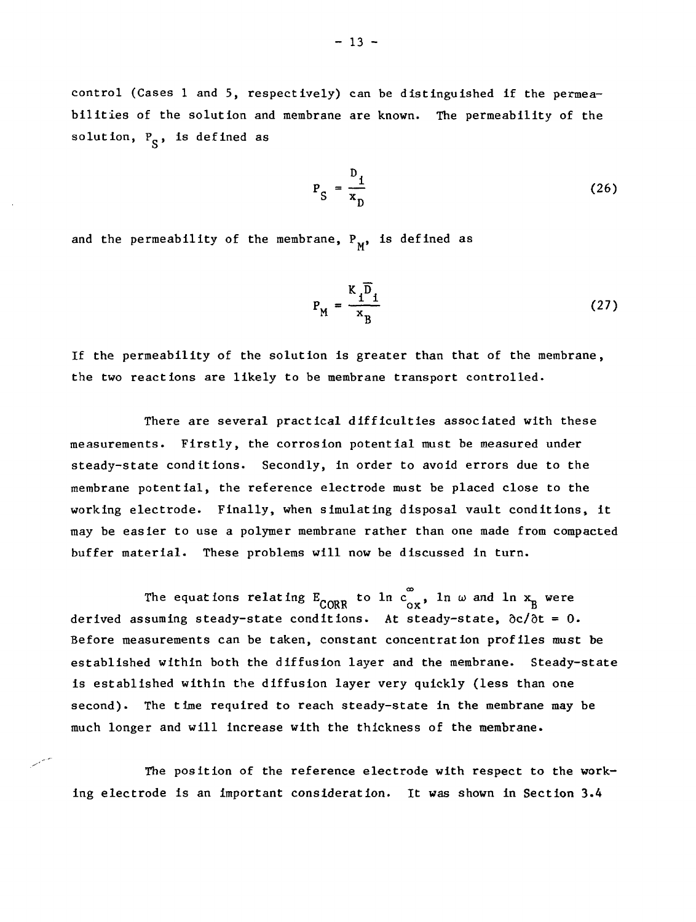control (Cases 1 and 5, respectively) can be distinguished if the permeabilities of the solution and membrane are known. The permeability of the solution, $P_S$, is defined as

$$P_S = \frac{D_i}{x_D} \tag{26}$$

and the permeability of the membrane, $P_M$, is defined as

$$P_M = \frac{K_i \overline{D}_i}{x_B} \tag{27}$$

If the permeability of the solution is greater than that of the membrane, the two reactions are likely to be membrane transport controlled.

There are several practical difficulties associated with these measurements. Firstly, the corrosion potential must be measured under steady-state conditions. Secondly, in order to avoid errors due to the membrane potential, the reference electrode must be placed close to the working electrode. Finally, when simulating disposal vault conditions, it may be easier to use a polymer membrane rather than one made from compacted buffer material. These problems will now be discussed in turn.

The equations relating $E_{CORR}$ to $\ln c_{ox}^{\infty}$, $\ln \omega$ and $\ln x_B$ were derived assuming steady-state conditions. At steady-state, $\partial c/\partial t = 0$. Before measurements can be taken, constant concentration profiles must be established within both the diffusion layer and the membrane. Steady-state is established within the diffusion layer very quickly (less than one second). The time required to reach steady-state in the membrane may be much longer and will increase with the thickness of the membrane.

The position of the reference electrode with respect to the working electrode is an important consideration. It was shown in Section 3.4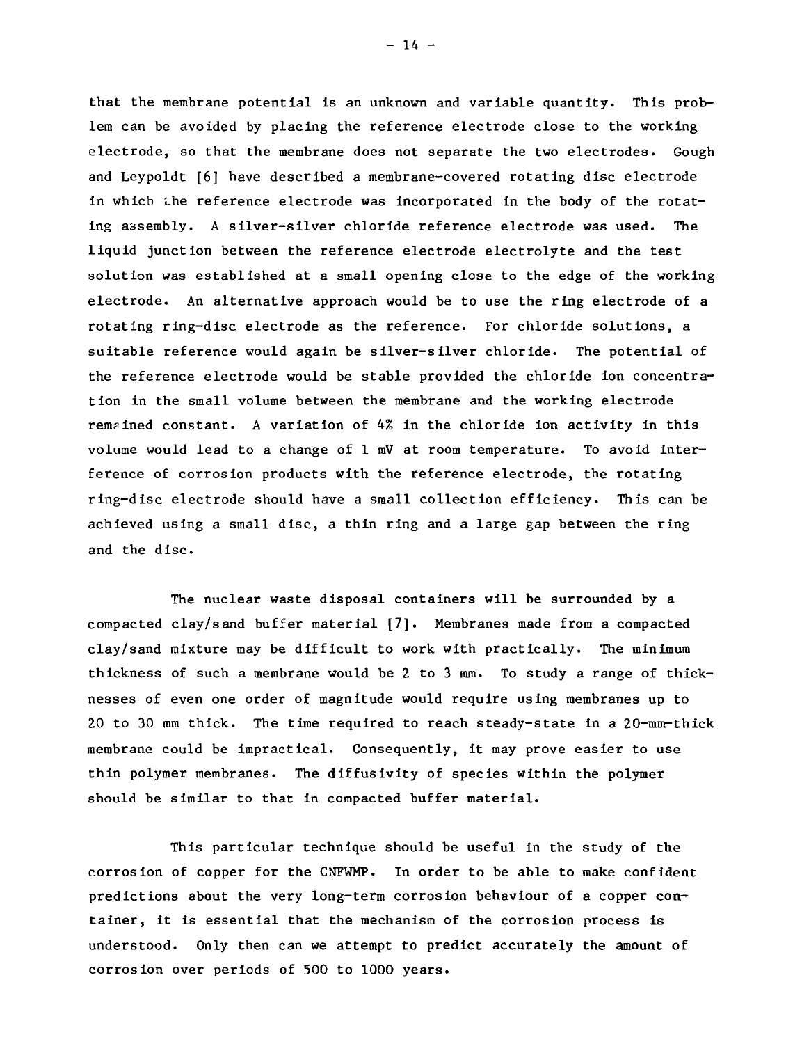that the membrane potential is an unknown and variable quantity. This problem can be avoided by placing the reference electrode close to the working electrode, so that the membrane does not separate the two electrodes. Gough and Leypoldt [6] have described a membrane-covered rotating disc electrode in which the reference electrode was incorporated in the body of the rotating assembly. A silver-silver chloride reference electrode was used. The liquid junction between the reference electrode electrolyte and the test solution was established at a small opening close to the edge of the working electrode. An alternative approach would be to use the ring electrode of a rotating ring-disc electrode as the reference. For chloride solutions, a suitable reference would again be silver-silver chloride. The potential of the reference electrode would be stable provided the chloride ion concentration in the small volume between the membrane and the working electrode remained constant. A variation of 4% in the chloride ion activity in this volume would lead to a change of 1 mV at room temperature. To avoid interference of corrosion products with the reference electrode, the rotating ring-disc electrode should have a small collection efficiency. This can be achieved using a small disc, a thin ring and a large gap between the ring and the disc.

The nuclear waste disposal containers will be surrounded by a compacted clay/sand buffer material [7]. Membranes made from a compacted clay/sand mixture may be difficult to work with practically. The minimum thickness of such a membrane would be 2 to 3 mm. To study a range of thicknesses of even one order of magnitude would require using membranes up to 20 to 30 mm thick. The time required to reach steady-state in a 20-mm-thick membrane could be impractical. Consequently, it may prove easier to use thin polymer membranes. The diffusivity of species within the polymer should be similar to that in compacted buffer material.

This particular technique should be useful in the study of the corrosion of copper for the CNFWMP. In order to be able to make confident predictions about the very long-term corrosion behaviour of a copper container, it is essential that the mechanism of the corrosion process is understood. Only then can we attempt to predict accurately the amount of corrosion over periods of 500 to 1000 years.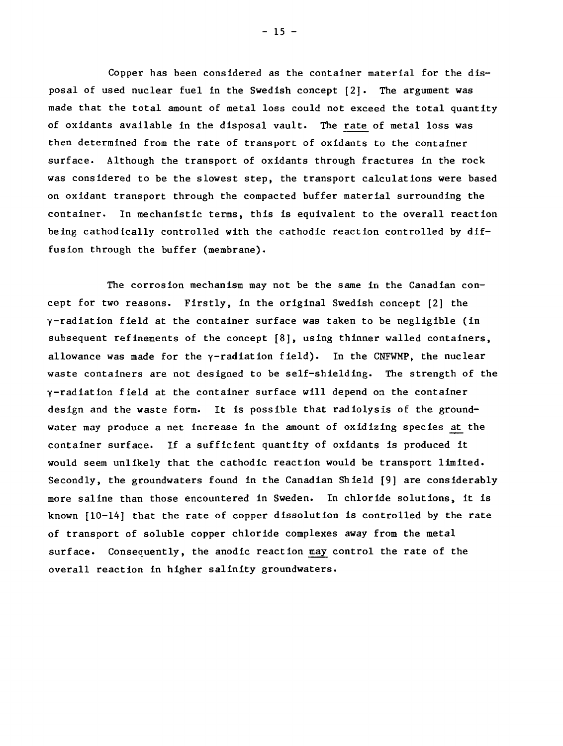Copper has been considered as the container material for the disposal of used nuclear fuel in the Swedish concept [2]. The argument was made that the total amount of metal loss could not exceed the total quantity of oxidants available in the disposal vault. The <u>rate</u> of metal loss was then determined from the rate of transport of oxidants to the container surface. Although the transport of oxidants through fractures in the rock was considered to be the slowest step, the transport calculations were based on oxidant transport through the compacted buffer material surrounding the container. In mechanistic terms, this is equivalent to the overall reaction being cathodically controlled with the cathodic reaction controlled by diffusion through the buffer (membrane).

The corrosion mechanism may not be the same in the Canadian concept for two reasons. Firstly, in the original Swedish concept [2] the $\gamma$-radiation field at the container surface was taken to be negligible (in subsequent refinements of the concept [8], using thinner walled containers, allowance was made for the $\gamma$-radiation field). In the CNFWMP, the nuclear waste containers are not designed to be self-shielding. The strength of the $\gamma$-radiation field at the container surface will depend on the container design and the waste form. It is possible that radiolysis of the groundwater may produce a net increase in the amount of oxidizing species <u>at</u> the container surface. If a sufficient quantity of oxidants is produced it would seem unlikely that the cathodic reaction would be transport limited. Secondly, the groundwaters found in the Canadian Shield [9] are considerably more saline than those encountered in Sweden. In chloride solutions, it is known [10-14] that the rate of copper dissolution is controlled by the rate of transport of soluble copper chloride complexes away from the metal surface. Consequently, the anodic reaction <u>may</u> control the rate of the overall reaction in higher salinity groundwaters.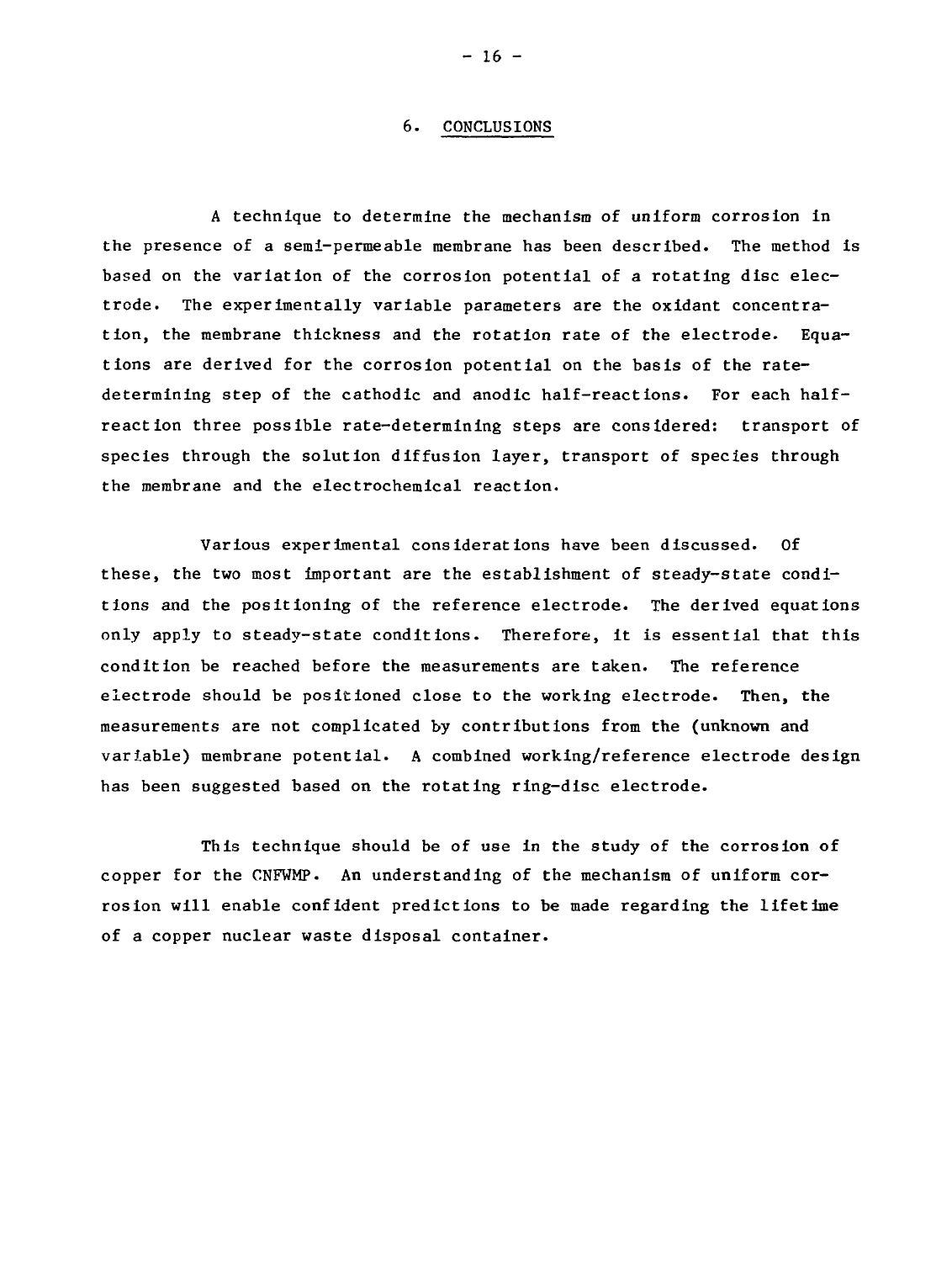## 6. CONCLUSIONS

A technique to determine the mechanism of uniform corrosion in the presence of a semi-permeable membrane has been described. The method is based on the variation of the corrosion potential of a rotating disc electrode. The experimentally variable parameters are the oxidant concentration, the membrane thickness and the rotation rate of the electrode. Equations are derived for the corrosion potential on the basis of the rate-determining step of the cathodic and anodic half-reactions. For each half-reaction three possible rate-determining steps are considered: transport of species through the solution diffusion layer, transport of species through the membrane and the electrochemical reaction.

Various experimental considerations have been discussed. Of these, the two most important are the establishment of steady-state conditions and the positioning of the reference electrode. The derived equations only apply to steady-state conditions. Therefore, it is essential that this condition be reached before the measurements are taken. The reference electrode should be positioned close to the working electrode. Then, the measurements are not complicated by contributions from the (unknown and variable) membrane potential. A combined working/reference electrode design has been suggested based on the rotating ring-disc electrode.

This technique should be of use in the study of the corrosion of copper for the CNFWMP. An understanding of the mechanism of uniform corrosion will enable confident predictions to be made regarding the lifetime of a copper nuclear waste disposal container.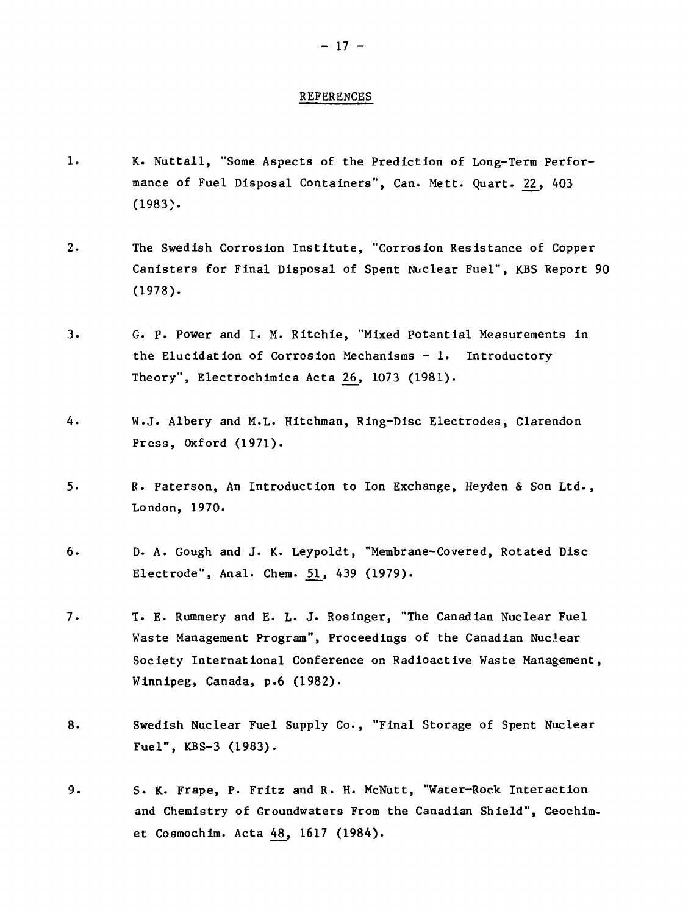## REFERENCES

1. K. Nuttall, "Some Aspects of the Prediction of Long-Term Performance of Fuel Disposal Containers", Can. Mett. Quart. 22, 403 (1983).

2. The Swedish Corrosion Institute, "Corrosion Resistance of Copper Canisters for Final Disposal of Spent Nuclear Fuel", KBS Report 90 (1978).

3. G. P. Power and I. M. Ritchie, "Mixed Potential Measurements in the Elucidation of Corrosion Mechanisms - 1. Introductory Theory", Electrochimica Acta 26, 1073 (1981).

4. W.J. Albery and M.L. Hitchman, Ring-Disc Electrodes, Clarendon Press, Oxford (1971).

5. R. Paterson, An Introduction to Ion Exchange, Heyden & Son Ltd., London, 1970.

6. D. A. Gough and J. K. Leypoldt, "Membrane-Covered, Rotated Disc Electrode", Anal. Chem. 51, 439 (1979).

7. T. E. Rummery and E. L. J. Rosinger, "The Canadian Nuclear Fuel Waste Management Program", Proceedings of the Canadian Nuclear Society International Conference on Radioactive Waste Management, Winnipeg, Canada, p.6 (1982).

8. Swedish Nuclear Fuel Supply Co., "Final Storage of Spent Nuclear Fuel", KBS-3 (1983).

9. S. K. Frape, P. Fritz and R. H. McNutt, "Water-Rock Interaction and Chemistry of Groundwaters From the Canadian Shield", Geochim. et Cosmochim. Acta 48, 1617 (1984).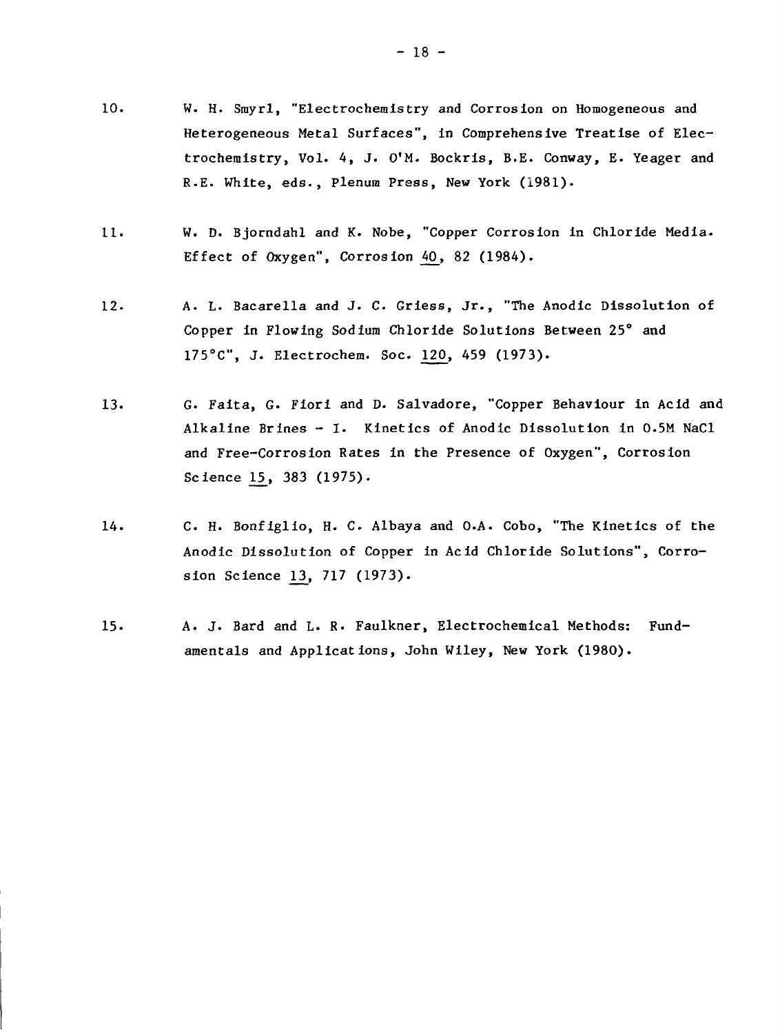10. W. H. Smyrl, "Electrochemistry and Corrosion on Homogeneous and Heterogeneous Metal Surfaces", in Comprehensive Treatise of Electrochemistry, Vol. 4, J. O'M. Bockris, B.E. Conway, E. Yeager and R.E. White, eds., Plenum Press, New York (1981).

11. W. D. Bjorndahl and K. Nobe, "Copper Corrosion in Chloride Media. Effect of Oxygen", Corrosion 40, 82 (1984).

12. A. L. Bacarella and J. C. Griess, Jr., "The Anodic Dissolution of Copper in Flowing Sodium Chloride Solutions Between 25° and 175°C", J. Electrochem. Soc. 120, 459 (1973).

13. G. Faita, G. Fiori and D. Salvadore, "Copper Behaviour in Acid and Alkaline Brines - I. Kinetics of Anodic Dissolution in 0.5M NaCl and Free-Corrosion Rates in the Presence of Oxygen", Corrosion Science 15, 383 (1975).

14. C. H. Bonfiglio, H. C. Albaya and O.A. Cobo, "The Kinetics of the Anodic Dissolution of Copper in Acid Chloride Solutions", Corrosion Science 13, 717 (1973).

15. A. J. Bard and L. R. Faulkner, Electrochemical Methods: Fundamentals and Applications, John Wiley, New York (1980).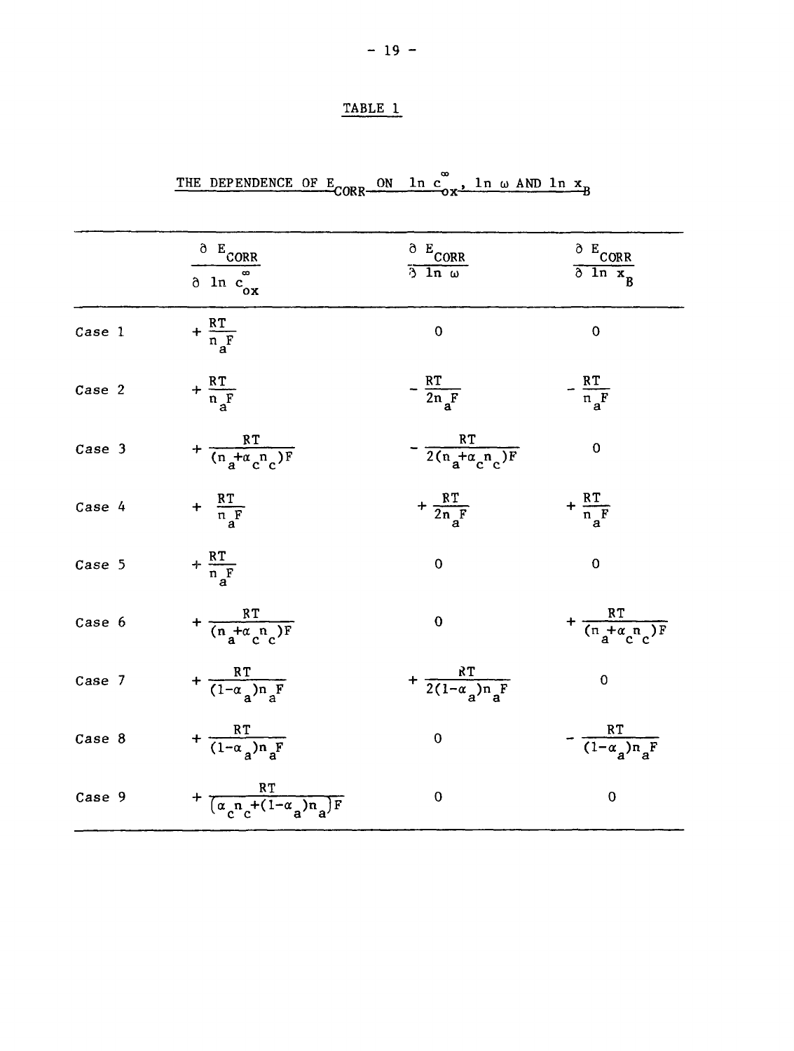TABLE 1

THE DEPENDENCE OF $E_{CORR}$ ON $\ln c_{ox}^{\infty}$, $\ln \omega$ AND $\ln x_B$

| | $\dfrac{\partial E_{CORR}}{\partial \ln c_{ox}^{\infty}}$ | $\dfrac{\partial E_{CORR}}{\partial \ln \omega}$ | $\dfrac{\partial E_{CORR}}{\partial \ln x_B}$ |
|---|---|---|---|
| Case 1 | $+\dfrac{RT}{n_a F}$ | 0 | 0 |
| Case 2 | $+\dfrac{RT}{n_a F}$ | $-\dfrac{RT}{2n_a F}$ | $-\dfrac{RT}{n_a F}$ |
| Case 3 | $+\dfrac{RT}{(n_a+\alpha_c n_c)F}$ | $-\dfrac{RT}{2(n_a+\alpha_c n_c)F}$ | 0 |
| Case 4 | $+\dfrac{RT}{n_a F}$ | $+\dfrac{RT}{2n_a F}$ | $+\dfrac{RT}{n_a F}$ |
| Case 5 | $+\dfrac{RT}{n_a F}$ | 0 | 0 |
| Case 6 | $+\dfrac{RT}{(n_a+\alpha_c n_c)F}$ | 0 | $+\dfrac{RT}{(n_a+\alpha_c n_c)F}$ |
| Case 7 | $+\dfrac{RT}{(1-\alpha_a)n_a F}$ | $+\dfrac{RT}{2(1-\alpha_a)n_a F}$ | 0 |
| Case 8 | $+\dfrac{RT}{(1-\alpha_a)n_a F}$ | 0 | $-\dfrac{RT}{(1-\alpha_a)n_a F}$ |
| Case 9 | $+\dfrac{RT}{[\alpha_c n_c+(1-\alpha_a)n_a]F}$ | 0 | 0 |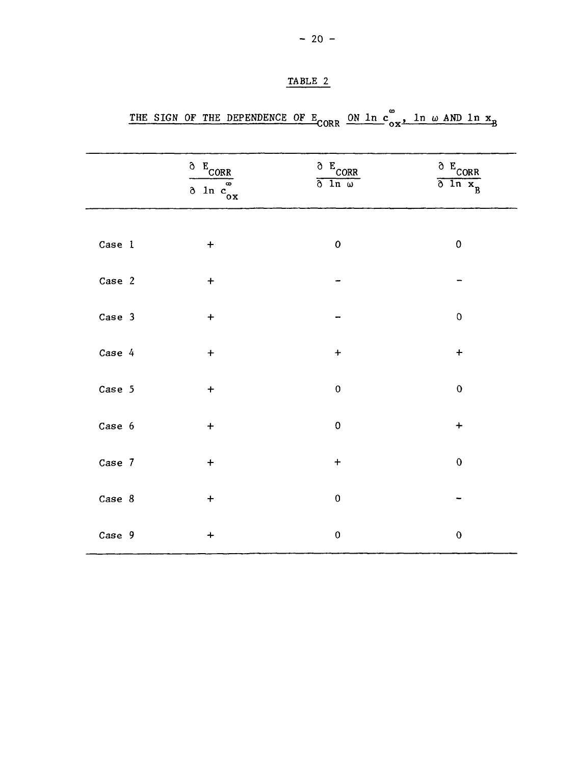# TABLE 2

## THE SIGN OF THE DEPENDENCE OF $E_{CORR}$ ON $\ln c_{ox}^{\infty}$, $\ln \omega$ AND $\ln x_B$

| | $\frac{\partial E_{CORR}}{\partial \ln c_{ox}^{\infty}}$ | $\frac{\partial E_{CORR}}{\partial \ln \omega}$ | $\frac{\partial E_{CORR}}{\partial \ln x_B}$ |
|---|---|---|---|
| Case 1 | + | 0 | 0 |
| Case 2 | + | – | – |
| Case 3 | + | – | 0 |
| Case 4 | + | + | + |
| Case 5 | + | 0 | 0 |
| Case 6 | + | 0 | + |
| Case 7 | + | + | 0 |
| Case 8 | + | 0 | – |
| Case 9 | + | 0 | 0 |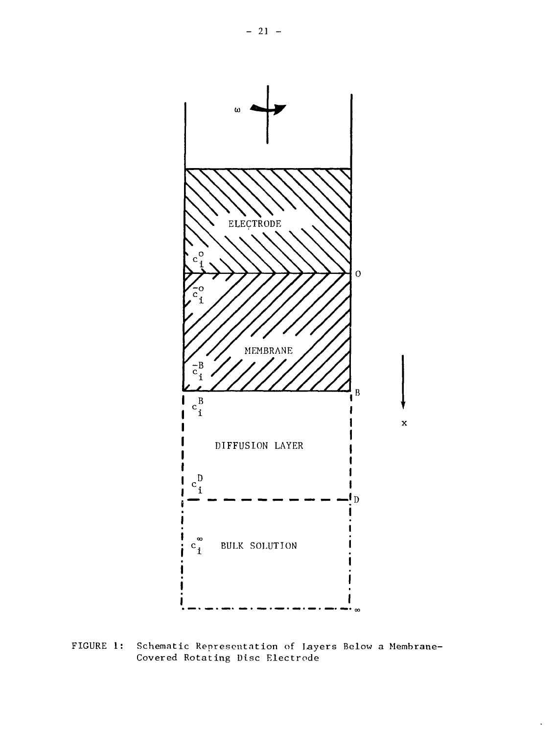FIGURE 1: Schematic Representation of Layers Below a Membrane-Covered Rotating Disc Electrode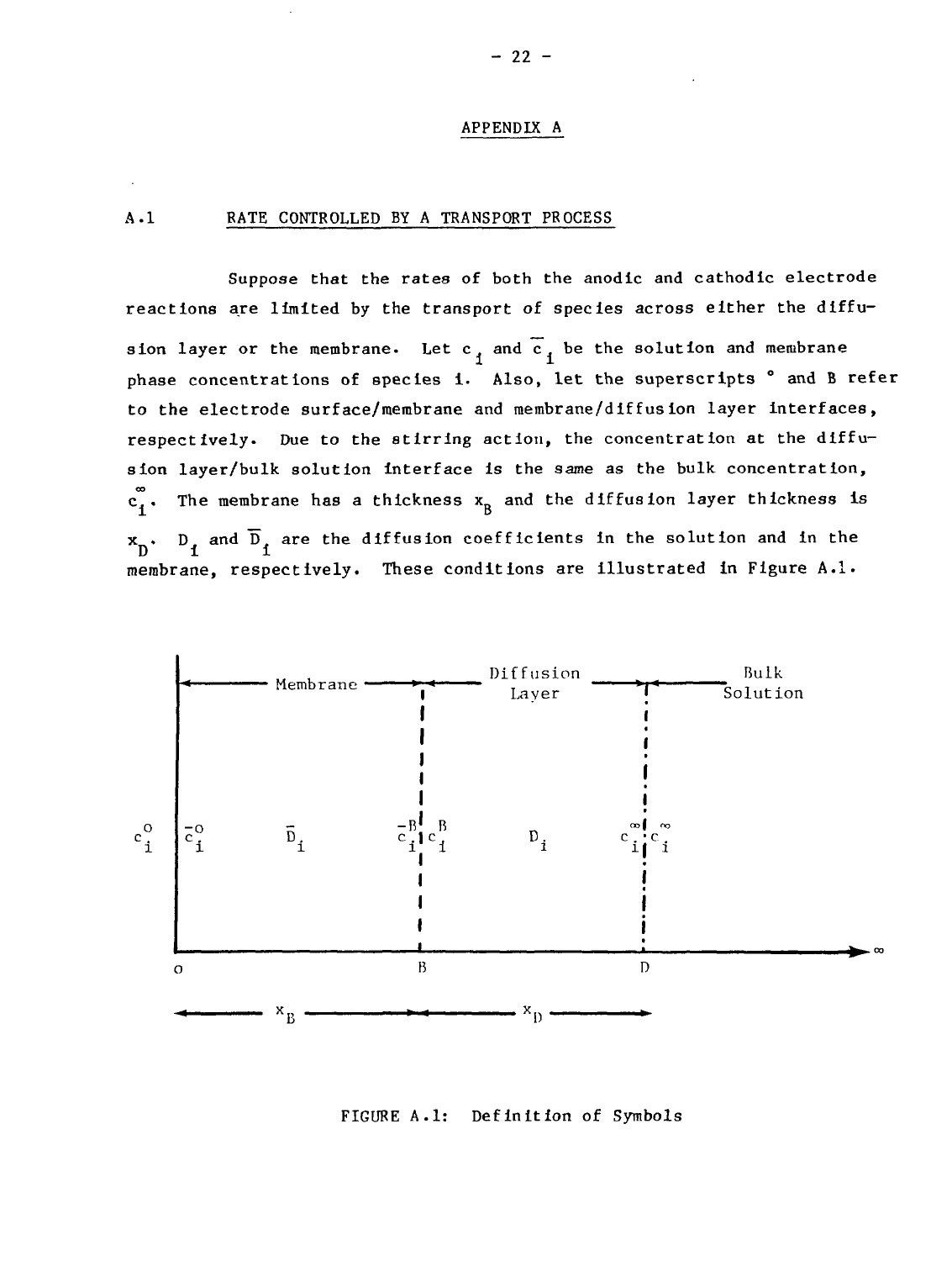# APPENDIX A

## A.1 RATE CONTROLLED BY A TRANSPORT PROCESS

Suppose that the rates of both the anodic and cathodic electrode reactions are limited by the transport of species across either the diffusion layer or the membrane. Let $c_i$ and $\bar{c}_i$ be the solution and membrane phase concentrations of species i. Also, let the superscripts ° and B refer to the electrode surface/membrane and membrane/diffusion layer interfaces, respectively. Due to the stirring action, the concentration at the diffusion layer/bulk solution interface is the same as the bulk concentration, $c_i^\infty$. The membrane has a thickness $x_B$ and the diffusion layer thickness is $x_D$. $D_i$ and $\bar{D}_i$ are the diffusion coefficients in the solution and in the membrane, respectively. These conditions are illustrated in Figure A.1.

FIGURE A.1: Definition of Symbols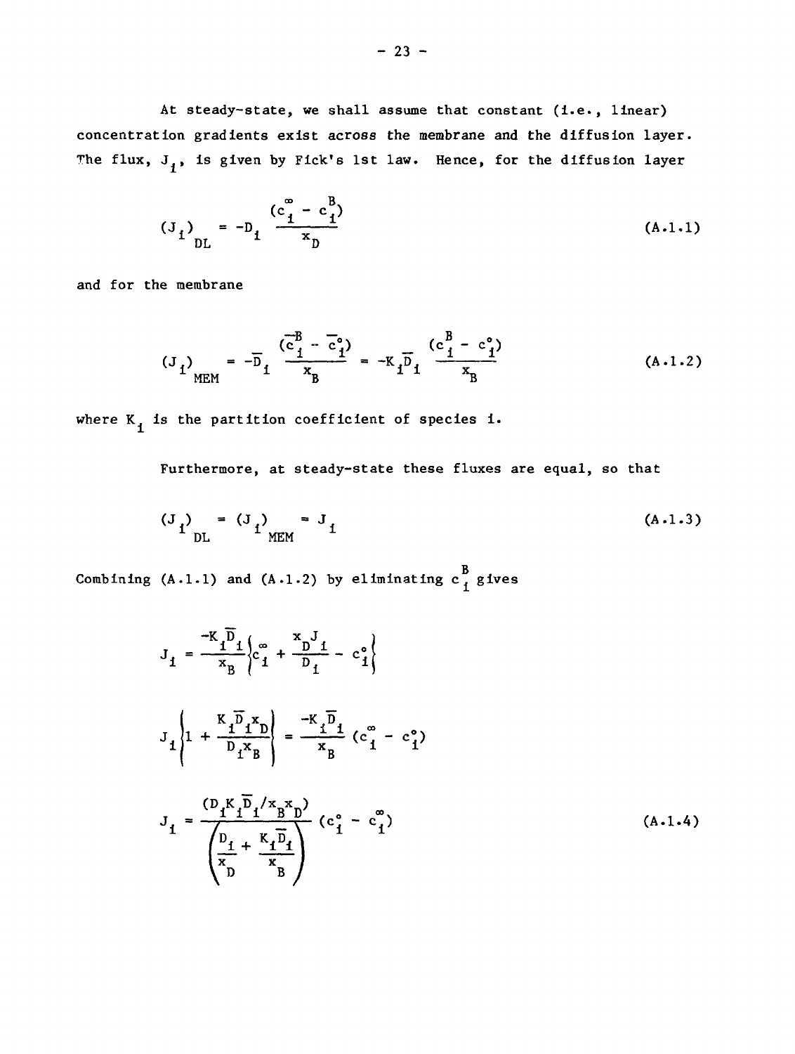At steady-state, we shall assume that constant (i.e., linear) concentration gradients exist across the membrane and the diffusion layer. The flux, $J_i$, is given by Fick's 1st law. Hence, for the diffusion layer

$$(J_i)_{DL} = -D_i \frac{(c_i^{\infty} - c_i^{B})}{x_D} \tag{A.1.1}$$

and for the membrane

$$(J_i)_{MEM} = -\overline{D}_i \frac{(\overline{c}_i^{B} - \overline{c}_i^{\circ})}{x_B} = -K_i\overline{D}_i \frac{(c_i^{B} - c_i^{\circ})}{x_B} \tag{A.1.2}$$

where $K_i$ is the partition coefficient of species i.

Furthermore, at steady-state these fluxes are equal, so that

$$(J_i)_{DL} = (J_i)_{MEM} = J_i \tag{A.1.3}$$

Combining (A.1.1) and (A.1.2) by eliminating $c_i^B$ gives

$$J_i = \frac{-K_i\overline{D}_i}{x_B}\left\{c_i^{\infty} + \frac{x_D J_i}{D_i} - c_i^{\circ}\right\}$$

$$J_i\left\{1 + \frac{K_i\overline{D}_i x_D}{D_i x_B}\right\} = \frac{-K_i\overline{D}_i}{x_B}(c_i^{\infty} - c_i^{\circ})$$

$$J_i = \frac{(D_i K_i \overline{D}_i / x_B x_D)}{\left(\dfrac{D_i}{x_D} + \dfrac{K_i\overline{D}_i}{x_B}\right)}(c_i^{\circ} - c_i^{\infty}) \tag{A.1.4}$$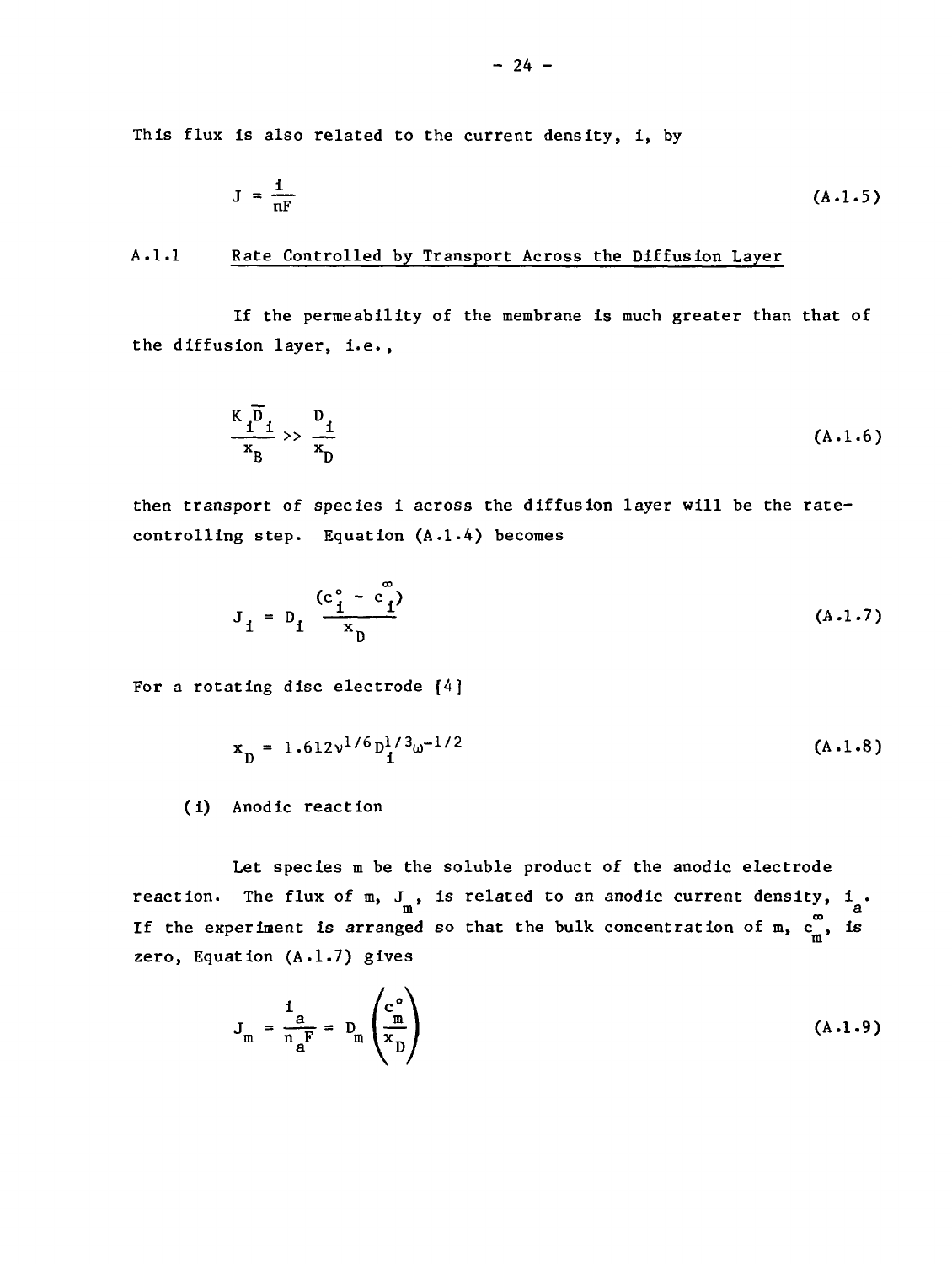This flux is also related to the current density, $i$, by

$$J = \frac{i}{nF} \tag{A.1.5}$$

### A.1.1 Rate Controlled by Transport Across the Diffusion Layer

If the permeability of the membrane is much greater than that of the diffusion layer, i.e.,

$$\frac{K_i \overline{D}_i}{x_B} >> \frac{D_i}{x_D} \tag{A.1.6}$$

then transport of species i across the diffusion layer will be the rate-controlling step. Equation (A.1.4) becomes

$$J_i = D_i \frac{(c_i^\circ - c_i^\infty)}{x_D} \tag{A.1.7}$$

For a rotating disc electrode [4]

$$x_D = 1.612 \nu^{1/6} D_i^{1/3} \omega^{-1/2} \tag{A.1.8}$$

(i) Anodic reaction

Let species m be the soluble product of the anodic electrode reaction. The flux of m, $J_m$, is related to an anodic current density, $i_a$. If the experiment is arranged so that the bulk concentration of m, $c_m^\infty$, is zero, Equation (A.1.7) gives

$$J_m = \frac{i_a}{n_a F} = D_m \left( \frac{c_m^\circ}{x_D} \right) \tag{A.1.9}$$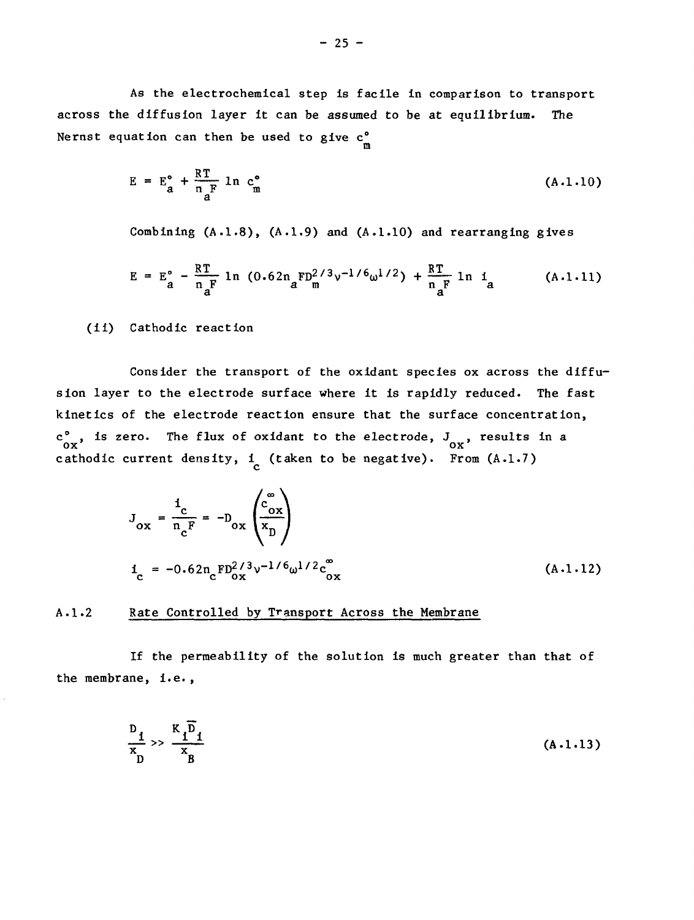As the electrochemical step is facile in comparison to transport across the diffusion layer it can be assumed to be at equilibrium. The Nernst equation can then be used to give $c^\circ_m$

$$E = E^\circ_a + \frac{RT}{n_a F} \ln c^\circ_m \tag{A.1.10}$$

Combining (A.1.8), (A.1.9) and (A.1.10) and rearranging gives

$$E = E^\circ_a - \frac{RT}{n_a F} \ln (0.62 n_a F D_m^{2/3} \nu^{-1/6} \omega^{1/2}) + \frac{RT}{n_a F} \ln i_a \tag{A.1.11}$$

(ii) Cathodic reaction

Consider the transport of the oxidant species ox across the diffusion layer to the electrode surface where it is rapidly reduced. The fast kinetics of the electrode reaction ensure that the surface concentration, $c^\circ_{ox}$, is zero. The flux of oxidant to the electrode, $J_{ox}$, results in a cathodic current density, $i_c$ (taken to be negative). From (A.1.7)

$$J_{ox} = \frac{i_c}{n_c F} = -D_{ox} \left( \frac{c^\infty_{ox}}{x_D} \right)$$

$$i_c = -0.62 n_c F D_{ox}^{2/3} \nu^{-1/6} \omega^{1/2} c^\infty_{ox} \tag{A.1.12}$$

## A.1.2 Rate Controlled by Transport Across the Membrane

If the permeability of the solution is much greater than that of the membrane, i.e.,

$$\frac{D_i}{x_D} \gg \frac{K_i \bar{D}_i}{x_B} \tag{A.1.13}$$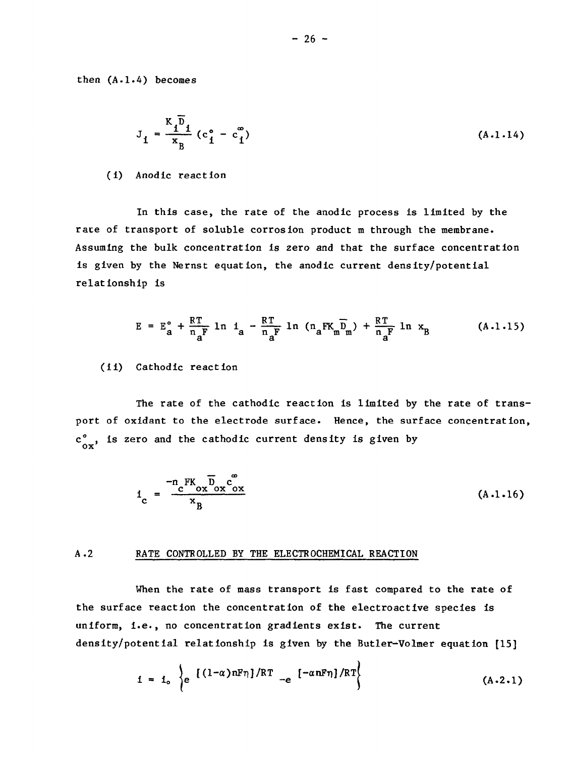then (A.1.4) becomes

$$J_i = \frac{K_i \overline{D}_i}{x_B} (c_i^{\circ} - c_i^{\infty}) \tag{A.1.14}$$

(i) Anodic reaction

In this case, the rate of the anodic process is limited by the rate of transport of soluble corrosion product m through the membrane. Assuming the bulk concentration is zero and that the surface concentration is given by the Nernst equation, the anodic current density/potential relationship is

$$E = E_a^{\circ} + \frac{RT}{n_a F} \ln i_a - \frac{RT}{n_a F} \ln (n_a F K_m \overline{D}_m) + \frac{RT}{n_a F} \ln x_B \tag{A.1.15}$$

(ii) Cathodic reaction

The rate of the cathodic reaction is limited by the rate of transport of oxidant to the electrode surface. Hence, the surface concentration, $c_{ox}^{\circ}$, is zero and the cathodic current density is given by

$$i_c = \frac{-n_c F K_{ox} \overline{D}_{ox} c_{ox}^{\infty}}{x_B} \tag{A.1.16}$$

## A.2 RATE CONTROLLED BY THE ELECTROCHEMICAL REACTION

When the rate of mass transport is fast compared to the rate of the surface reaction the concentration of the electroactive species is uniform, i.e., no concentration gradients exist. The current density/potential relationship is given by the Butler-Volmer equation [15]

$$i = i_{\circ} \left\{ e^{[(1-\alpha)nF\eta]/RT} - e^{[-\alpha nF\eta]/RT} \right\} \tag{A.2.1}$$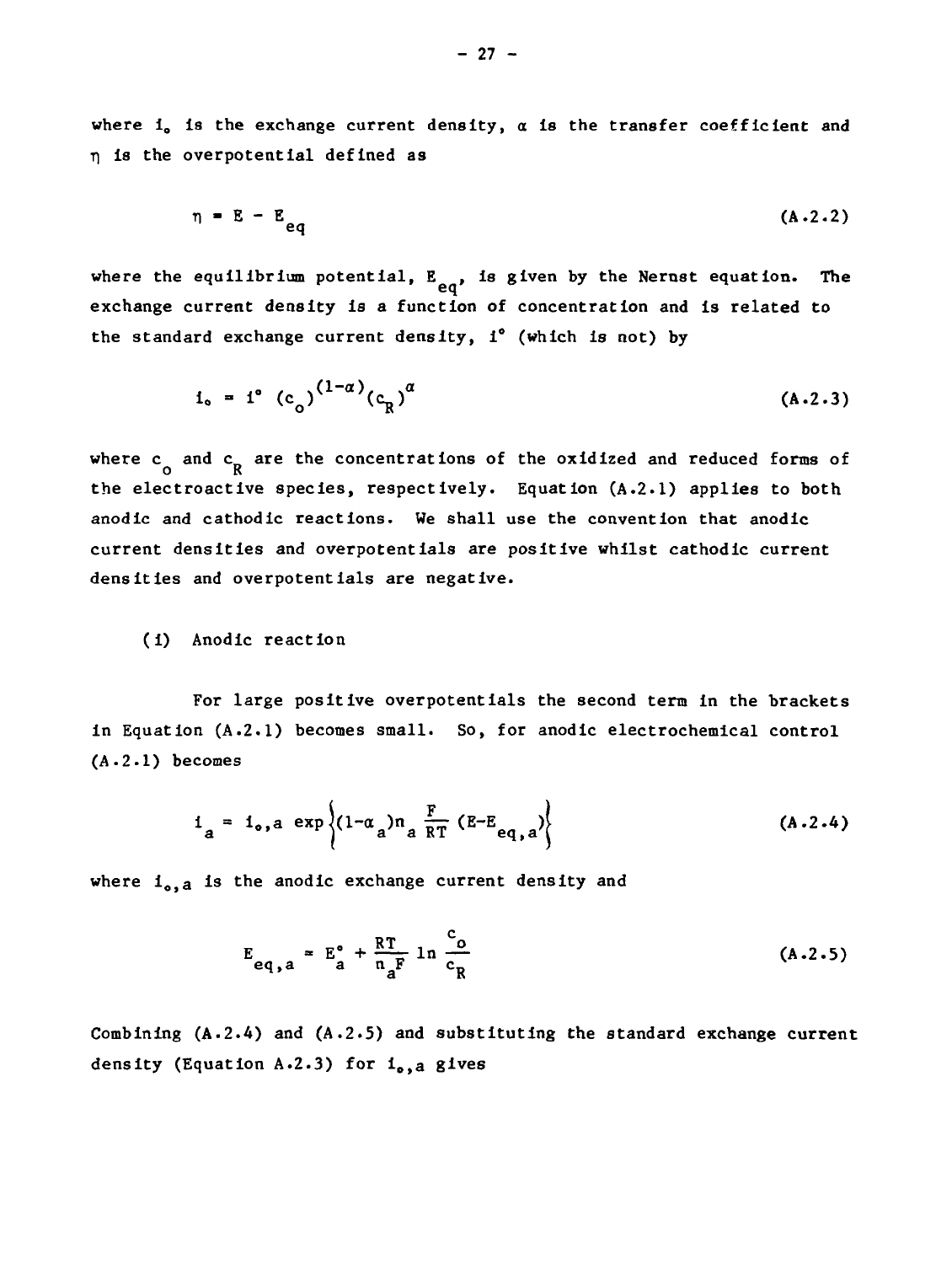where $i_o$ is the exchange current density, $\alpha$ is the transfer coefficient and $\eta$ is the overpotential defined as

$$\eta = E - E_{eq} \tag{A.2.2}$$

where the equilibrium potential, $E_{eq}$, is given by the Nernst equation. The exchange current density is a function of concentration and is related to the standard exchange current density, $i^\circ$ (which is not) by

$$i_o = i^\circ \, (c_o)^{(1-\alpha)}(c_R)^{\alpha} \tag{A.2.3}$$

where $c_o$ and $c_R$ are the concentrations of the oxidized and reduced forms of the electroactive species, respectively. Equation (A.2.1) applies to both anodic and cathodic reactions. We shall use the convention that anodic current densities and overpotentials are positive whilst cathodic current densities and overpotentials are negative.

(i) Anodic reaction

For large positive overpotentials the second term in the brackets in Equation (A.2.1) becomes small. So, for anodic electrochemical control (A.2.1) becomes

$$i_a = i_{o,a} \exp\left\{(1-\alpha_a)n_a \frac{F}{RT}(E-E_{eq,a})\right\} \tag{A.2.4}$$

where $i_{o,a}$ is the anodic exchange current density and

$$E_{eq,a} = E_a^\circ + \frac{RT}{n_a F} \ln \frac{c_o}{c_R} \tag{A.2.5}$$

Combining (A.2.4) and (A.2.5) and substituting the standard exchange current density (Equation A.2.3) for $i_{o,a}$ gives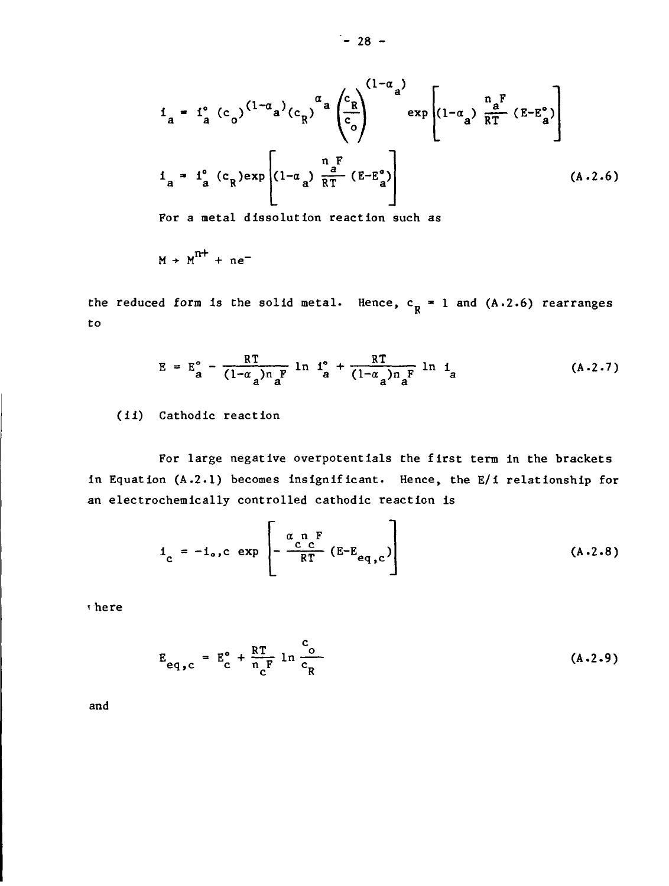$$i_a = i_a^\circ (c_o)^{(1-\alpha_a)}(c_R)^{\alpha_a} \left(\frac{c_R}{c_o}\right)^{(1-\alpha_a)} \exp\left[(1-\alpha_a) \frac{n_a F}{RT} (E-E_a^\circ)\right]$$

$$i_a = i_a^\circ (c_R)\exp\left[(1-\alpha_a) \frac{n_a F}{RT} (E-E_a^\circ)\right] \tag{A.2.6}$$

For a metal dissolution reaction such as

$$M \rightarrow M^{n+} + ne^-$$

the reduced form is the solid metal. Hence, $c_R = 1$ and (A.2.6) rearranges to

$$E = E_a^\circ - \frac{RT}{(1-\alpha_a)n_a F} \ln i_a^\circ + \frac{RT}{(1-\alpha_a)n_a F} \ln i_a \tag{A.2.7}$$

(ii) Cathodic reaction

For large negative overpotentials the first term in the brackets in Equation (A.2.1) becomes insignificant. Hence, the E/i relationship for an electrochemically controlled cathodic reaction is

$$i_c = -i_{o,c} \exp\left[-\frac{\alpha_c n_c F}{RT} (E-E_{eq,c})\right] \tag{A.2.8}$$

where

$$E_{eq,c} = E_c^\circ + \frac{RT}{n_c F} \ln \frac{c_o}{c_R} \tag{A.2.9}$$

and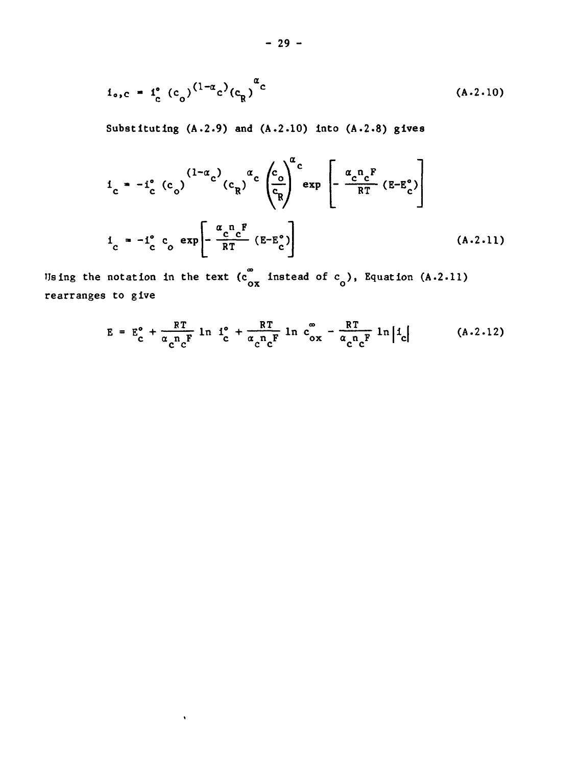$$i_{o,c} = i_c^\circ \, (c_o)^{(1-\alpha_c)} (c_R)^{\alpha_c} \tag{A.2.10}$$

Substituting (A.2.9) and (A.2.10) into (A.2.8) gives

$$i_c = -i_c^\circ \, (c_o)^{(1-\alpha_c)} (c_R)^{\alpha_c} \left(\frac{c_o}{c_R}\right)^{\alpha_c} \exp\left[-\frac{\alpha_c n_c F}{RT}(E-E_c^\circ)\right]$$

$$i_c = -i_c^\circ \, c_o \exp\left[-\frac{\alpha_c n_c F}{RT}(E-E_c^\circ)\right] \tag{A.2.11}$$

Using the notation in the text ($c_{ox}^\infty$ instead of $c_o$), Equation (A.2.11) rearranges to give

$$E = E_c^\circ + \frac{RT}{\alpha_c n_c F} \ln i_c^\circ + \frac{RT}{\alpha_c n_c F} \ln c_{ox}^\infty - \frac{RT}{\alpha_c n_c F} \ln |i_c| \tag{A.2.12}$$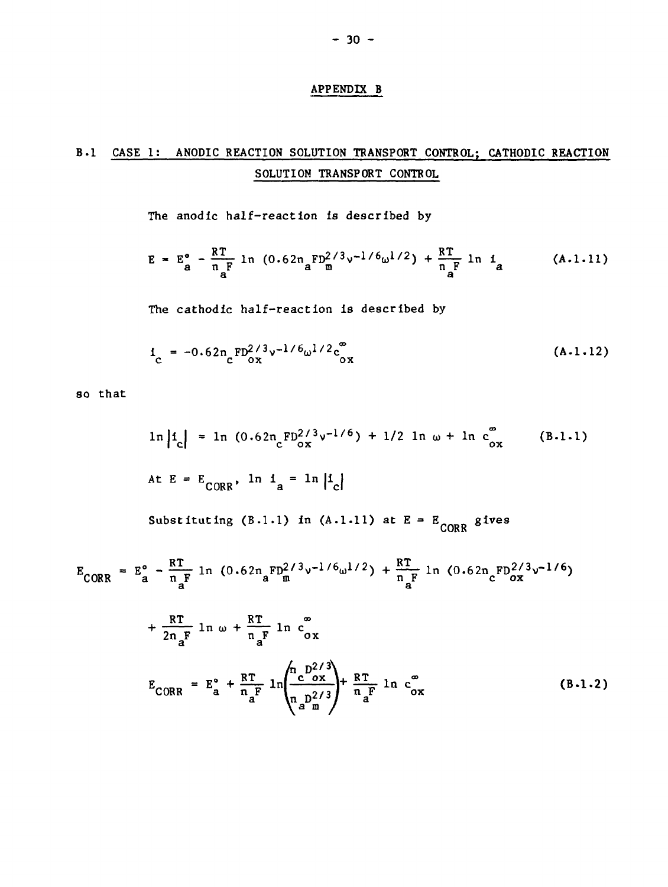# APPENDIX B

## B.1 CASE 1: ANODIC REACTION SOLUTION TRANSPORT CONTROL; CATHODIC REACTION SOLUTION TRANSPORT CONTROL

The anodic half-reaction is described by

$$E = E_a^\circ - \frac{RT}{n_a F} \ln (0.62 n_a F D_m^{2/3} \nu^{-1/6} \omega^{1/2}) + \frac{RT}{n_a F} \ln i_a \qquad \text{(A.1.11)}$$

The cathodic half-reaction is described by

$$i_c = -0.62 n_c F D_{ox}^{2/3} \nu^{-1/6} \omega^{1/2} c_{ox}^{\infty} \qquad \text{(A.1.12)}$$

so that

$$\ln |i_c| = \ln (0.62 n_c F D_{ox}^{2/3} \nu^{-1/6}) + 1/2 \ln \omega + \ln c_{ox}^{\infty} \qquad \text{(B.1.1)}$$

At $E = E_{CORR}$, $\ln i_a = \ln |i_c|$

Substituting (B.1.1) in (A.1.11) at $E = E_{CORR}$ gives

$$E_{CORR} = E_a^\circ - \frac{RT}{n_a F} \ln (0.62 n_a F D_m^{2/3} \nu^{-1/6} \omega^{1/2}) + \frac{RT}{n_a F} \ln (0.62 n_c F D_{ox}^{2/3} \nu^{-1/6})$$

$$+ \frac{RT}{2 n_a F} \ln \omega + \frac{RT}{n_a F} \ln c_{ox}^{\infty}$$

$$E_{CORR} = E_a^\circ + \frac{RT}{n_a F} \ln \left( \frac{n_c D_{ox}^{2/3}}{n_a D_m^{2/3}} \right) + \frac{RT}{n_a F} \ln c_{ox}^{\infty} \qquad \text{(B.1.2)}$$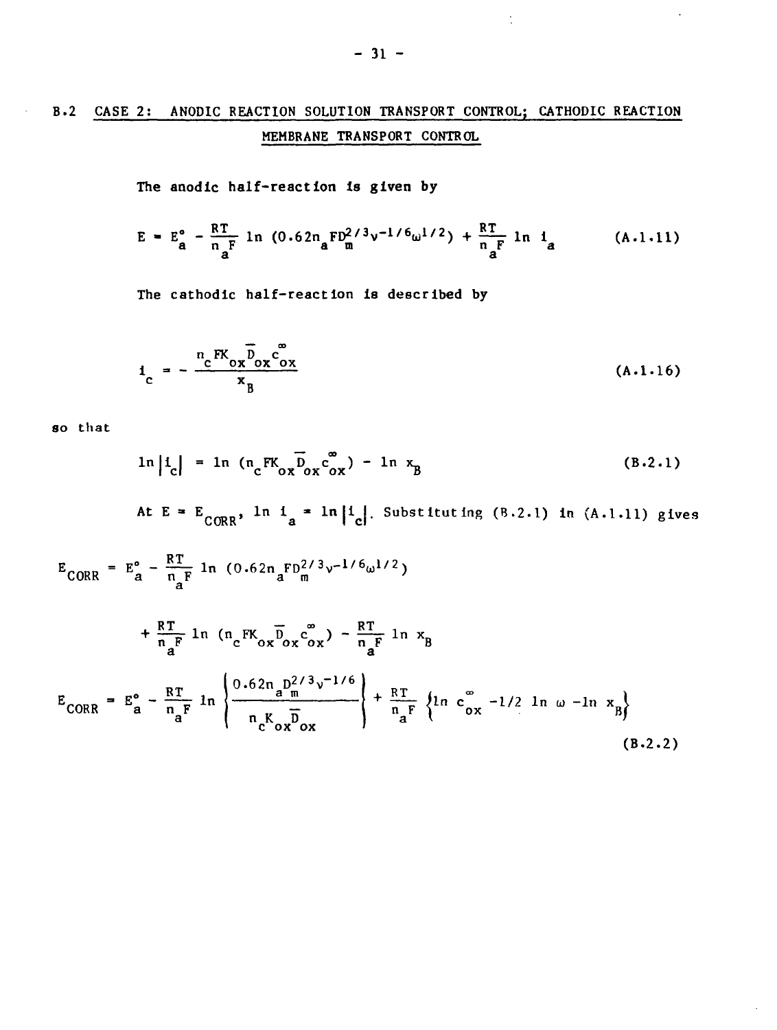## B.2 CASE 2: ANODIC REACTION SOLUTION TRANSPORT CONTROL; CATHODIC REACTION MEMBRANE TRANSPORT CONTROL

The anodic half-reaction is given by

$$E = E_a^\circ - \frac{RT}{n_a F} \ln (0.62 n_a F D_m^{2/3} \nu^{-1/6} \omega^{1/2}) + \frac{RT}{n_a F} \ln i_a \tag{A.1.11}$$

The cathodic half-reaction is described by

$$i_c = - \frac{n_c F K_{ox} \overline{D}_{ox} c_{ox}^\infty}{x_B} \tag{A.1.16}$$

so that

$$\ln |i_c| = \ln (n_c F K_{ox} \overline{D}_{ox} c_{ox}^\infty) - \ln x_B \tag{B.2.1}$$

At $E = E_{CORR}$, $\ln i_a = \ln |i_c|$. Substituting (B.2.1) in (A.1.11) gives

$$E_{CORR} = E_a^\circ - \frac{RT}{n_a F} \ln (0.62 n_a F D_m^{2/3} \nu^{-1/6} \omega^{1/2})$$

$$+ \frac{RT}{n_a F} \ln (n_c F K_{ox} \overline{D}_{ox} c_{ox}^\infty) - \frac{RT}{n_a F} \ln x_B$$

$$E_{CORR} = E_a^\circ - \frac{RT}{n_a F} \ln \left\{ \frac{0.62 n_a D_m^{2/3} \nu^{-1/6}}{n_c K_{ox} \overline{D}_{ox}} \right\} + \frac{RT}{n_a F} \left\{ \ln c_{ox}^\infty - 1/2 \ln \omega - \ln x_B \right\} \tag{B.2.2}$$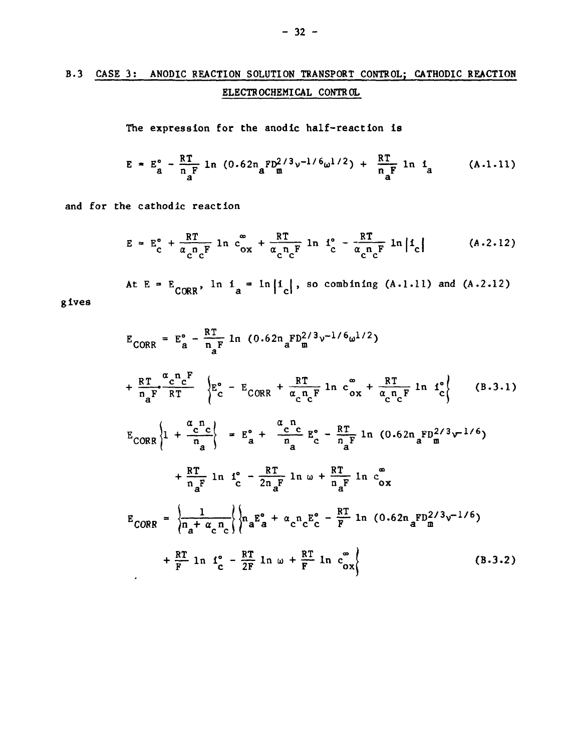## B.3 CASE 3: ANODIC REACTION SOLUTION TRANSPORT CONTROL; CATHODIC REACTION ELECTROCHEMICAL CONTROL

The expression for the anodic half-reaction is

$$E = E_a^\circ - \frac{RT}{n_a F} \ln \left(0.62 n_a F D_m^{2/3} \nu^{-1/6} \omega^{1/2}\right) + \frac{RT}{n_a F} \ln i_a \qquad \text{(A.1.11)}$$

and for the cathodic reaction

$$E = E_c^\circ + \frac{RT}{\alpha_c n_c F} \ln c_{ox}^\infty + \frac{RT}{\alpha_c n_c F} \ln i_c^\circ - \frac{RT}{\alpha_c n_c F} \ln |i_c| \qquad \text{(A.2.12)}$$

At $E = E_{CORR}$, $\ln i_a = \ln |i_c|$, so combining (A.1.11) and (A.2.12) gives

$$E_{CORR} = E_a^\circ - \frac{RT}{n_a F} \ln \left(0.62 n_a F D_m^{2/3} \nu^{-1/6} \omega^{1/2}\right)$$

$$+ \frac{RT}{n_a F} \cdot \frac{\alpha_c n_c F}{RT} \left\{ E_c^\circ - E_{CORR} + \frac{RT}{\alpha_c n_c F} \ln c_{ox}^\infty + \frac{RT}{\alpha_c n_c F} \ln i_c^\circ \right\} \qquad \text{(B.3.1)}$$

$$E_{CORR} \left\{ 1 + \frac{\alpha_c n_c}{n_a} \right\} = E_a^\circ + \frac{\alpha_c n_c}{n_a} E_c^\circ - \frac{RT}{n_a F} \ln \left(0.62 n_a F D_m^{2/3} \nu^{-1/6}\right)$$

$$+ \frac{RT}{n_a F} \ln i_c^\circ - \frac{RT}{2 n_a F} \ln \omega + \frac{RT}{n_a F} \ln c_{ox}^\infty$$

$$E_{CORR} = \left\{ \frac{1}{n_a + \alpha_c n_c} \right\} \left\{ n_a E_a^\circ + \alpha_c n_c E_c^\circ - \frac{RT}{F} \ln \left(0.62 n_a F D_m^{2/3} \nu^{-1/6}\right) \right.$$

$$\left. + \frac{RT}{F} \ln i_c^\circ - \frac{RT}{2F} \ln \omega + \frac{RT}{F} \ln c_{ox}^\infty \right\} \qquad \text{(B.3.2)}$$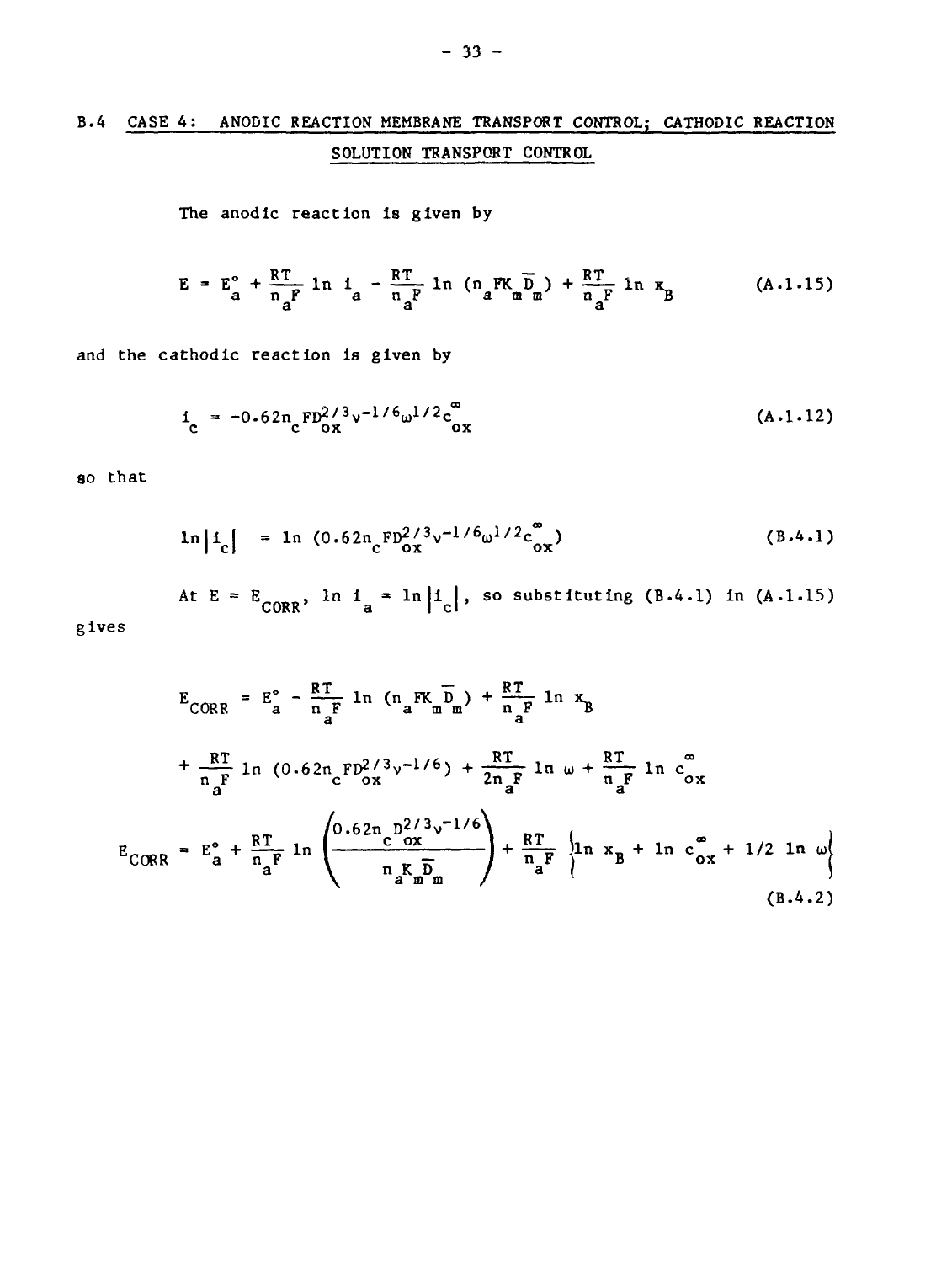## B.4 CASE 4: ANODIC REACTION MEMBRANE TRANSPORT CONTROL; CATHODIC REACTION SOLUTION TRANSPORT CONTROL

The anodic reaction is given by

$$E = E_a^\circ + \frac{RT}{n_a F} \ln i_a - \frac{RT}{n_a F} \ln (n_a F K_m \bar{D}_m) + \frac{RT}{n_a F} \ln x_B \qquad \text{(A.1.15)}$$

and the cathodic reaction is given by

$$i_c = -0.62 n_c F D_{ox}^{2/3} \nu^{-1/6} \omega^{1/2} c_{ox}^\infty \qquad \text{(A.1.12)}$$

so that

$$\ln |i_c| = \ln (0.62 n_c F D_{ox}^{2/3} \nu^{-1/6} \omega^{1/2} c_{ox}^\infty) \qquad \text{(B.4.1)}$$

At $E = E_{CORR}$, $\ln i_a = \ln |i_c|$, so substituting (B.4.1) in (A.1.15) gives

$$E_{CORR} = E_a^\circ - \frac{RT}{n_a F} \ln (n_a F K_m \bar{D}_m) + \frac{RT}{n_a F} \ln x_B$$

$$+ \frac{RT}{n_a F} \ln (0.62 n_c F D_{ox}^{2/3} \nu^{-1/6}) + \frac{RT}{2 n_a F} \ln \omega + \frac{RT}{n_a F} \ln c_{ox}^\infty$$

$$E_{CORR} = E_a^\circ + \frac{RT}{n_a F} \ln \left( \frac{0.62 n_c D_{ox}^{2/3} \nu^{-1/6}}{n_a K_m \bar{D}_m} \right) + \frac{RT}{n_a F} \left\{ \ln x_B + \ln c_{ox}^\infty + 1/2 \ln \omega \right\} \qquad \text{(B.4.2)}$$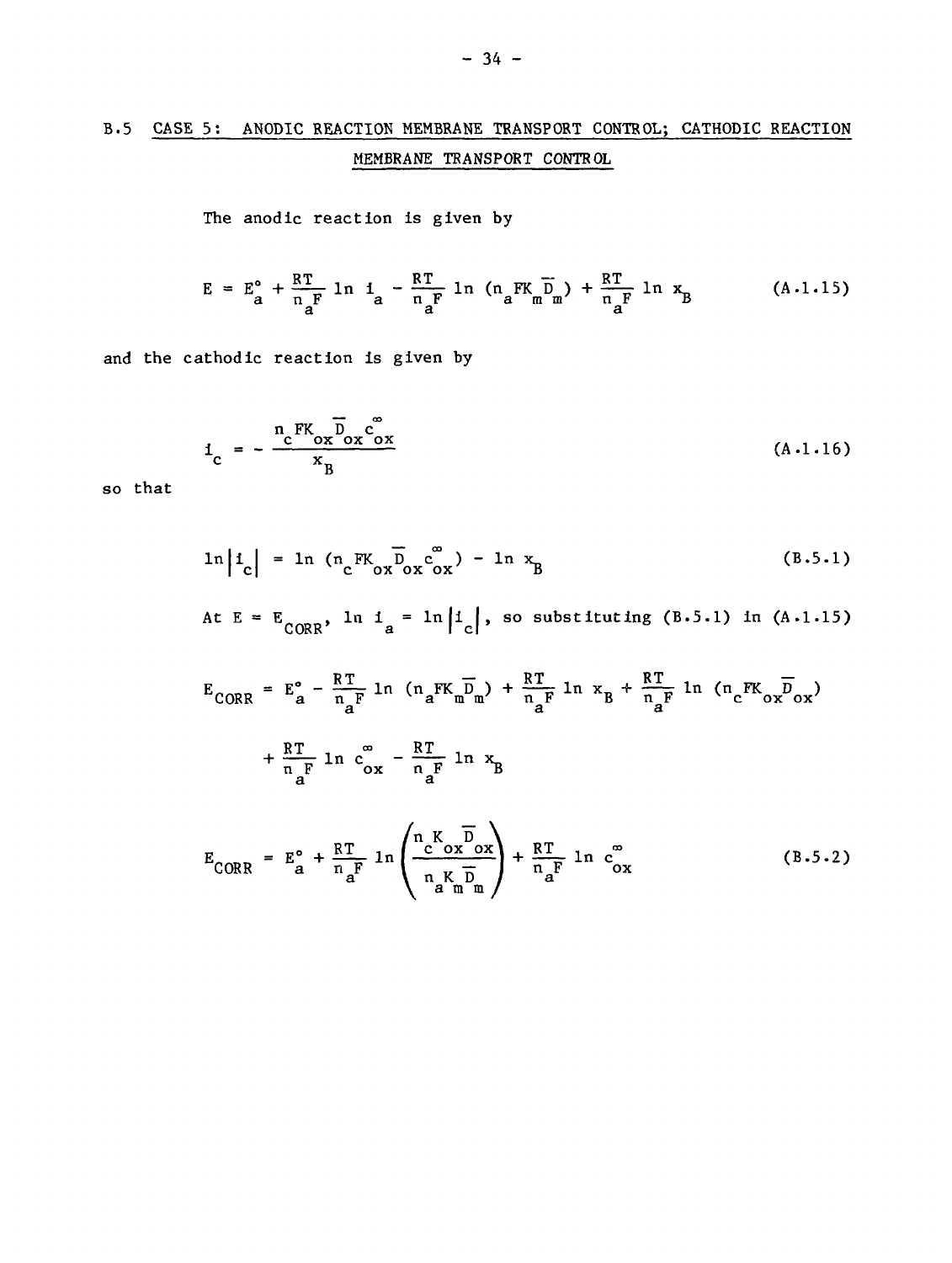## B.5 CASE 5: ANODIC REACTION MEMBRANE TRANSPORT CONTROL; CATHODIC REACTION MEMBRANE TRANSPORT CONTROL

The anodic reaction is given by

$$E = E_a^\circ + \frac{RT}{n_a F} \ln i_a - \frac{RT}{n_a F} \ln (n_a F K_m \overline{D}_m) + \frac{RT}{n_a F} \ln x_B \qquad \text{(A.1.15)}$$

and the cathodic reaction is given by

$$i_c = - \frac{n_c F K_{ox} \overline{D}_{ox} c_{ox}^\infty}{x_B} \qquad \text{(A.1.16)}$$

so that

$$\ln |i_c| = \ln (n_c F K_{ox} \overline{D}_{ox} c_{ox}^\infty) - \ln x_B \qquad \text{(B.5.1)}$$

At $E = E_{CORR}$, $\ln i_a = \ln |i_c|$, so substituting (B.5.1) in (A.1.15)

$$E_{CORR} = E_a^\circ - \frac{RT}{n_a F} \ln (n_a F K_m \overline{D}_m) + \frac{RT}{n_a F} \ln x_B + \frac{RT}{n_a F} \ln (n_c F K_{ox} \overline{D}_{ox})$$

$$+ \frac{RT}{n_a F} \ln c_{ox}^\infty - \frac{RT}{n_a F} \ln x_B$$

$$E_{CORR} = E_a^\circ + \frac{RT}{n_a F} \ln \left( \frac{n_c K_{ox} \overline{D}_{ox}}{n_a K_m \overline{D}_m} \right) + \frac{RT}{n_a F} \ln c_{ox}^\infty \qquad \text{(B.5.2)}$$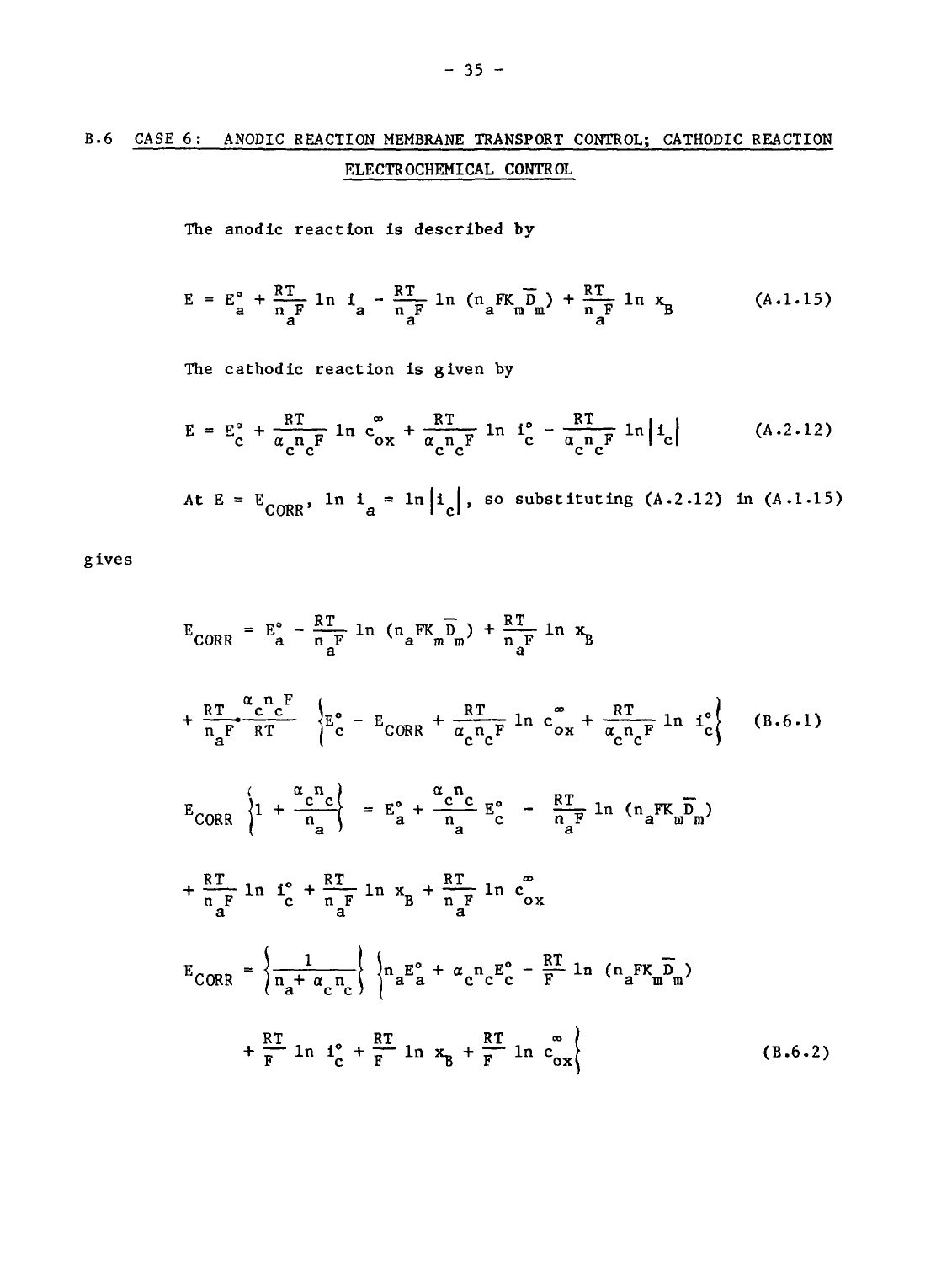## B.6 CASE 6: ANODIC REACTION MEMBRANE TRANSPORT CONTROL; CATHODIC REACTION ELECTROCHEMICAL CONTROL

The anodic reaction is described by

$$E = E_a^\circ + \frac{RT}{n_aF} \ln i_a - \frac{RT}{n_aF} \ln (n_aFK_m\bar{D}_m) + \frac{RT}{n_aF} \ln x_B \qquad \text{(A.1.15)}$$

The cathodic reaction is given by

$$E = E_c^\circ + \frac{RT}{\alpha_c n_c F} \ln c_{ox}^\infty + \frac{RT}{\alpha_c n_c F} \ln i_c^\circ - \frac{RT}{\alpha_c n_c F} \ln |i_c| \qquad \text{(A.2.12)}$$

At $E = E_{CORR}$, $\ln i_a = \ln |i_c|$, so substituting (A.2.12) in (A.1.15) gives

$$E_{CORR} = E_a^\circ - \frac{RT}{n_aF} \ln (n_aFK_m\bar{D}_m) + \frac{RT}{n_aF} \ln x_B$$

$$+ \frac{RT}{n_aF} \cdot \frac{\alpha_c n_c F}{RT} \left\{ E_c^\circ - E_{CORR} + \frac{RT}{\alpha_c n_c F} \ln c_{ox}^\infty + \frac{RT}{\alpha_c n_c F} \ln i_c^\circ \right\} \qquad \text{(B.6.1)}$$

$$E_{CORR} \left\{ 1 + \frac{\alpha_c n_c}{n_a} \right\} = E_a^\circ + \frac{\alpha_c n_c}{n_a} E_c^\circ - \frac{RT}{n_aF} \ln (n_aFK_m\bar{D}_m)$$

$$+ \frac{RT}{n_aF} \ln i_c^\circ + \frac{RT}{n_aF} \ln x_B + \frac{RT}{n_aF} \ln c_{ox}^\infty$$

$$E_{CORR} = \left\{ \frac{1}{n_a + \alpha_c n_c} \right\} \left\{ n_a E_a^\circ + \alpha_c n_c E_c^\circ - \frac{RT}{F} \ln (n_aFK_m\bar{D}_m) \right.$$

$$\left. + \frac{RT}{F} \ln i_c^\circ + \frac{RT}{F} \ln x_B + \frac{RT}{F} \ln c_{ox}^\infty \right\} \qquad \text{(B.6.2)}$$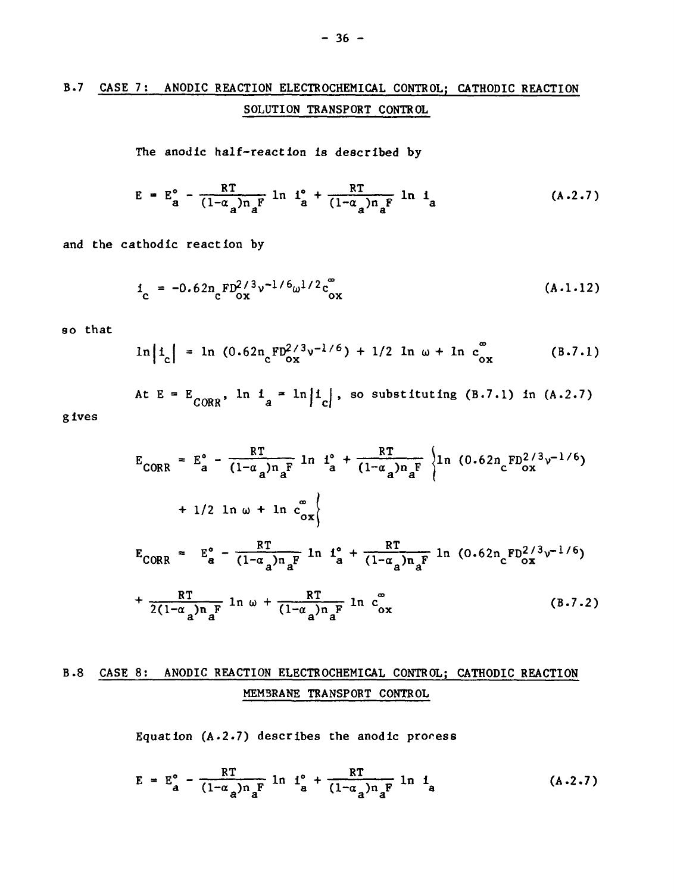## B.7 CASE 7: ANODIC REACTION ELECTROCHEMICAL CONTROL; CATHODIC REACTION SOLUTION TRANSPORT CONTROL

The anodic half-reaction is described by

$$E = E_a^\circ - \frac{RT}{(1-\alpha_a)n_aF} \ln i_a^\circ + \frac{RT}{(1-\alpha_a)n_aF} \ln i_a \tag{A.2.7}$$

and the cathodic reaction by

$$i_c = -0.62 n_c F D_{ox}^{2/3} \nu^{-1/6} \omega^{1/2} c_{ox}^{\infty} \tag{A.1.12}$$

so that

$$\ln|i_c| = \ln (0.62 n_c F D_{ox}^{2/3} \nu^{-1/6}) + 1/2 \ln \omega + \ln c_{ox}^{\infty} \tag{B.7.1}$$

At $E = E_{CORR}$, $\ln i_a = \ln|i_c|$, so substituting (B.7.1) in (A.2.7) gives

$$E_{CORR} = E_a^\circ - \frac{RT}{(1-\alpha_a)n_aF} \ln i_a^\circ + \frac{RT}{(1-\alpha_a)n_aF} \left\{ \ln (0.62 n_c F D_{ox}^{2/3} \nu^{-1/6}) + 1/2 \ln \omega + \ln c_{ox}^{\infty} \right\}$$

$$E_{CORR} = E_a^\circ - \frac{RT}{(1-\alpha_a)n_aF} \ln i_a^\circ + \frac{RT}{(1-\alpha_a)n_aF} \ln (0.62 n_c F D_{ox}^{2/3} \nu^{-1/6})$$

$$+ \frac{RT}{2(1-\alpha_a)n_aF} \ln \omega + \frac{RT}{(1-\alpha_a)n_aF} \ln c_{ox}^{\infty} \tag{B.7.2}$$

## B.8 CASE 8: ANODIC REACTION ELECTROCHEMICAL CONTROL; CATHODIC REACTION MEMBRANE TRANSPORT CONTROL

Equation (A.2.7) describes the anodic process

$$E = E_a^\circ - \frac{RT}{(1-\alpha_a)n_aF} \ln i_a^\circ + \frac{RT}{(1-\alpha_a)n_aF} \ln i_a \tag{A.2.7}$$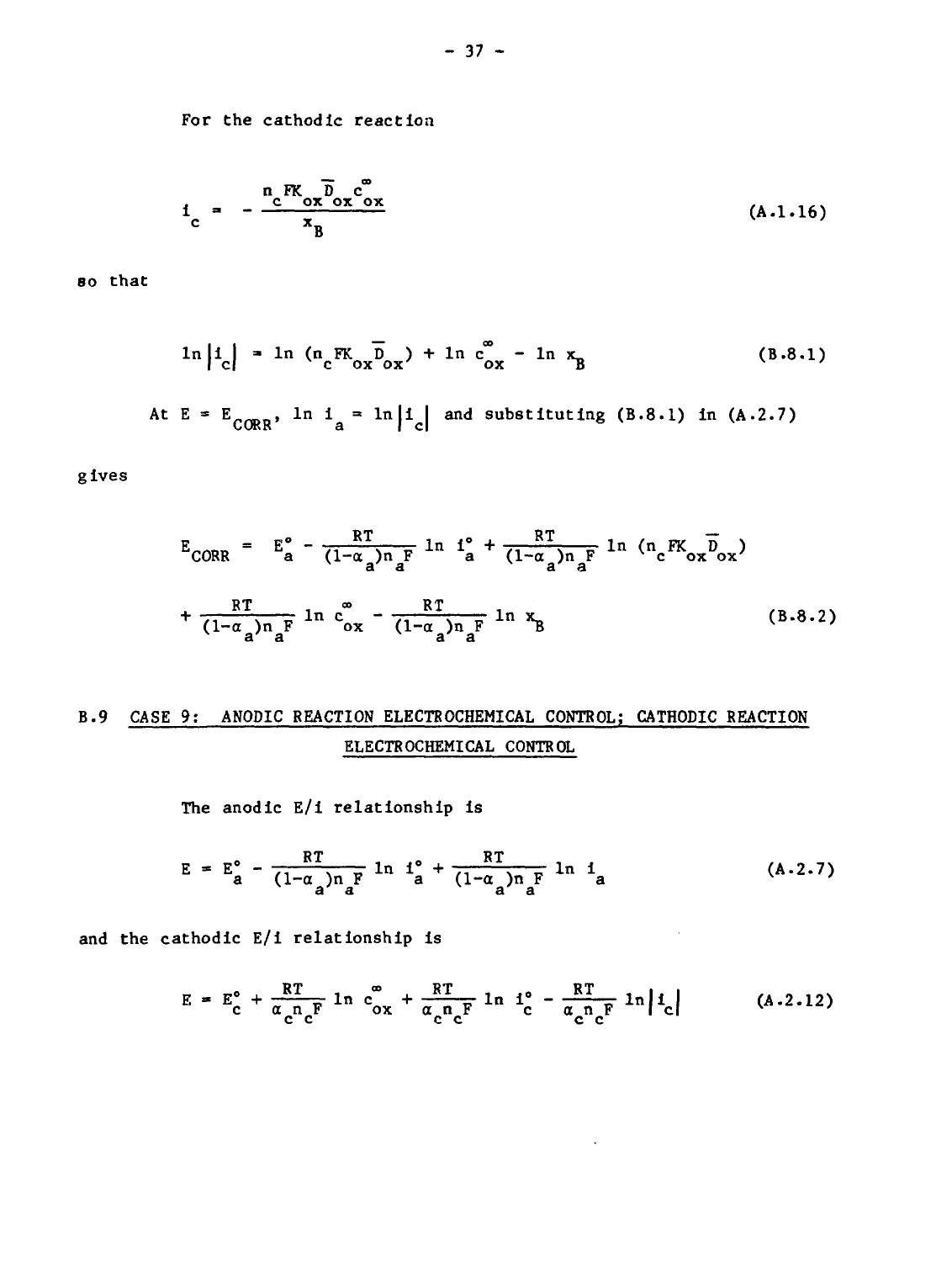For the cathodic reaction

$$i_c = -\frac{n_c F K_{ox} \overline{D}_{ox} c_{ox}^{\infty}}{x_B} \tag{A.1.16}$$

so that

$$\ln |i_c| = \ln (n_c F K_{ox} \overline{D}_{ox}) + \ln c_{ox}^{\infty} - \ln x_B \tag{B.8.1}$$

At $E = E_{CORR}$, $\ln i_a = \ln |i_c|$ and substituting (B.8.1) in (A.2.7) gives

$$E_{CORR} = E_a^{\circ} - \frac{RT}{(1-\alpha_a)n_a F} \ln i_a^{\circ} + \frac{RT}{(1-\alpha_a)n_a F} \ln (n_c F K_{ox} \overline{D}_{ox})$$

$$+ \frac{RT}{(1-\alpha_a)n_a F} \ln c_{ox}^{\infty} - \frac{RT}{(1-\alpha_a)n_a F} \ln x_B \tag{B.8.2}$$

## B.9 CASE 9: ANODIC REACTION ELECTROCHEMICAL CONTROL; CATHODIC REACTION ELECTROCHEMICAL CONTROL

The anodic E/i relationship is

$$E = E_a^{\circ} - \frac{RT}{(1-\alpha_a)n_a F} \ln i_a^{\circ} + \frac{RT}{(1-\alpha_a)n_a F} \ln i_a \tag{A.2.7}$$

and the cathodic E/i relationship is

$$E = E_c^{\circ} + \frac{RT}{\alpha_c n_c F} \ln c_{ox}^{\infty} + \frac{RT}{\alpha_c n_c F} \ln i_c^{\circ} - \frac{RT}{\alpha_c n_c F} \ln |i_c| \tag{A.2.12}$$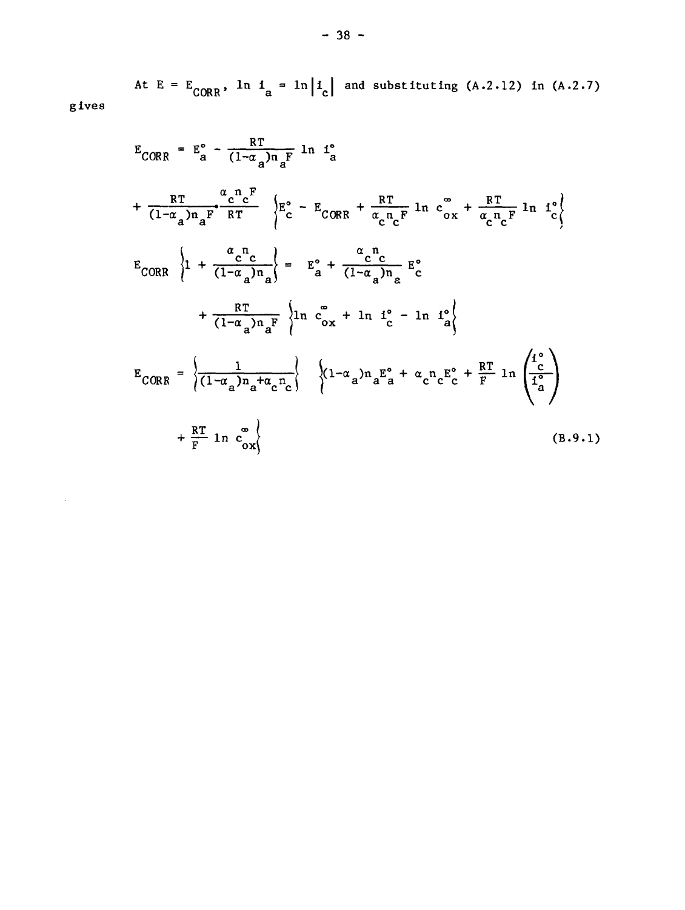At $E = E_{CORR}$, $\ln i_a = \ln|i_c|$ and substituting (A.2.12) in (A.2.7) gives

$$E_{CORR} = E_a^\circ - \frac{RT}{(1-\alpha_a)n_a F} \ln i_a^\circ$$

$$+ \frac{RT}{(1-\alpha_a)n_a F} \cdot \frac{\alpha_c n_c F}{RT} \left\{ E_c^\circ - E_{CORR} + \frac{RT}{\alpha_c n_c F} \ln c_{ox}^\infty + \frac{RT}{\alpha_c n_c F} \ln i_c^\circ \right\}$$

$$E_{CORR} \left\{ 1 + \frac{\alpha_c n_c}{(1-\alpha_a)n_a} \right\} = E_a^\circ + \frac{\alpha_c n_c}{(1-\alpha_a)n_a} E_c^\circ$$

$$+ \frac{RT}{(1-\alpha_a)n_a F} \left\{ \ln c_{ox}^\infty + \ln i_c^\circ - \ln i_a^\circ \right\}$$

$$E_{CORR} = \left\{ \frac{1}{(1-\alpha_a)n_a + \alpha_c n_c} \right\} \left\{ (1-\alpha_a)n_a E_a^\circ + \alpha_c n_c E_c^\circ + \frac{RT}{F} \ln \left( \frac{i_c^\circ}{i_a^\circ} \right) \right.$$

$$\left. + \frac{RT}{F} \ln c_{ox}^\infty \right\} \tag{B.9.1}$$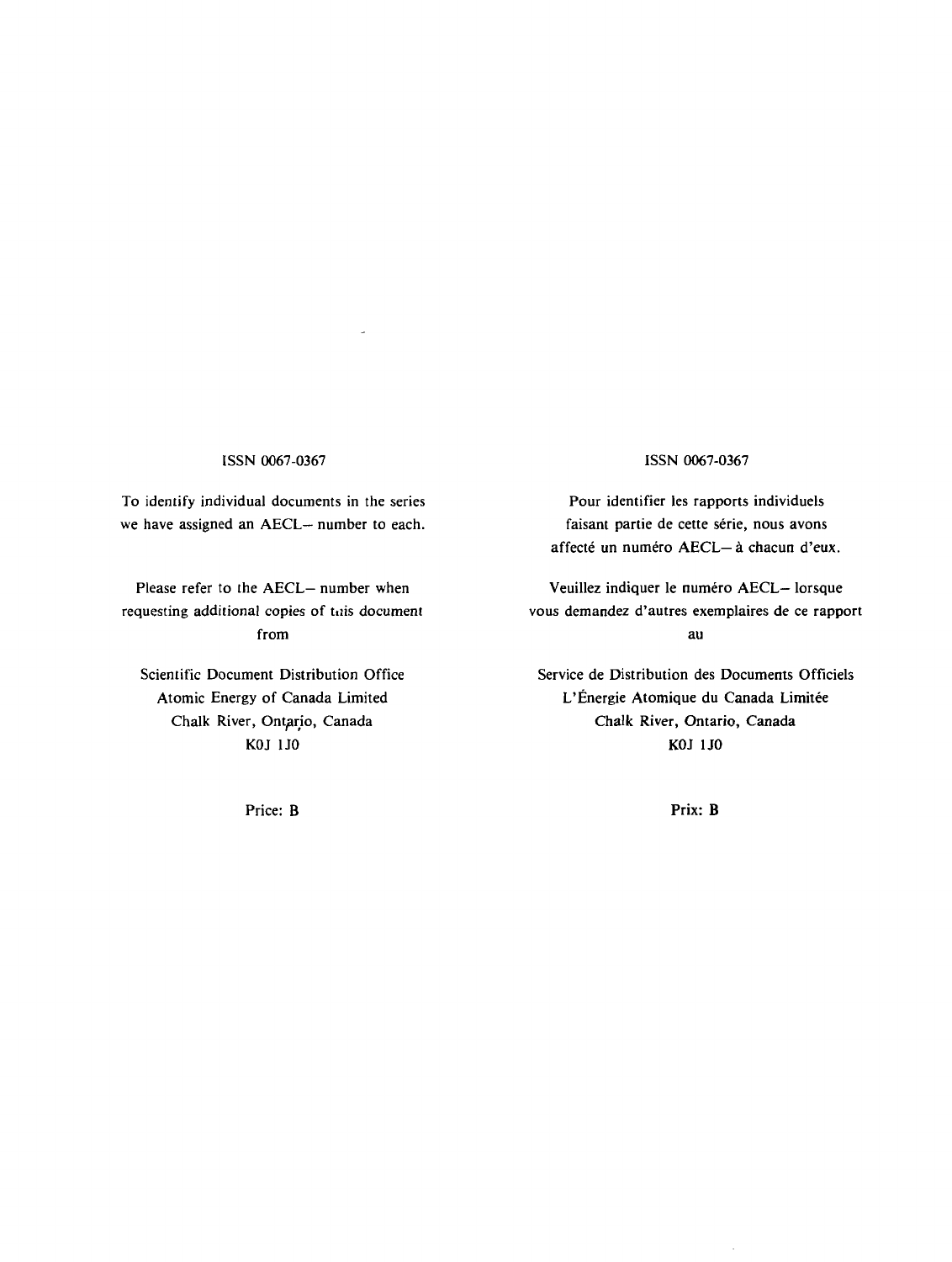ISSN 0067-0367

To identify individual documents in the series we have assigned an AECL– number to each.

Please refer to the AECL– number when requesting additional copies of this document from

Scientific Document Distribution Office
Atomic Energy of Canada Limited
Chalk River, Ontario, Canada
K0J 1J0

Price: B

ISSN 0067-0367

Pour identifier les rapports individuels faisant partie de cette série, nous avons affecté un numéro AECL– à chacun d'eux.

Veuillez indiquer le numéro AECL– lorsque vous demandez d'autres exemplaires de ce rapport au

Service de Distribution des Documents Officiels
L'Énergie Atomique du Canada Limitée
Chalk River, Ontario, Canada
K0J 1J0

Prix: B